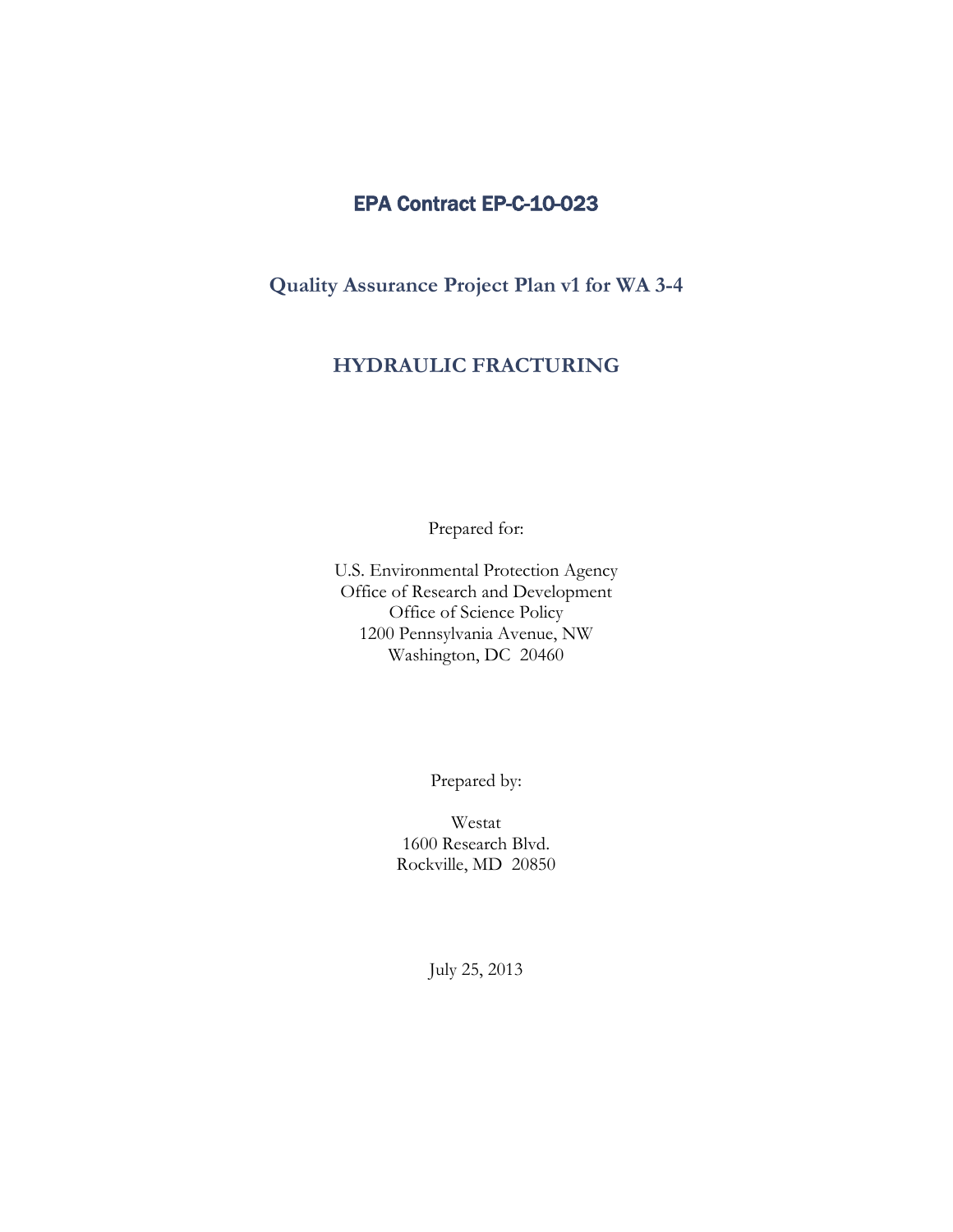# EPA Contract EP-C-10-023

## Quality Assurance Project Plan v1 for WA 3-4

## HYDRAULIC FRACTURING

Prepared for:

U.S. Environmental Protection Agency
Office of Research and Development
Office of Science Policy
1200 Pennsylvania Avenue, NW
Washington, DC 20460

Prepared by:

Westat
1600 Research Blvd.
Rockville, MD 20850

July 25, 2013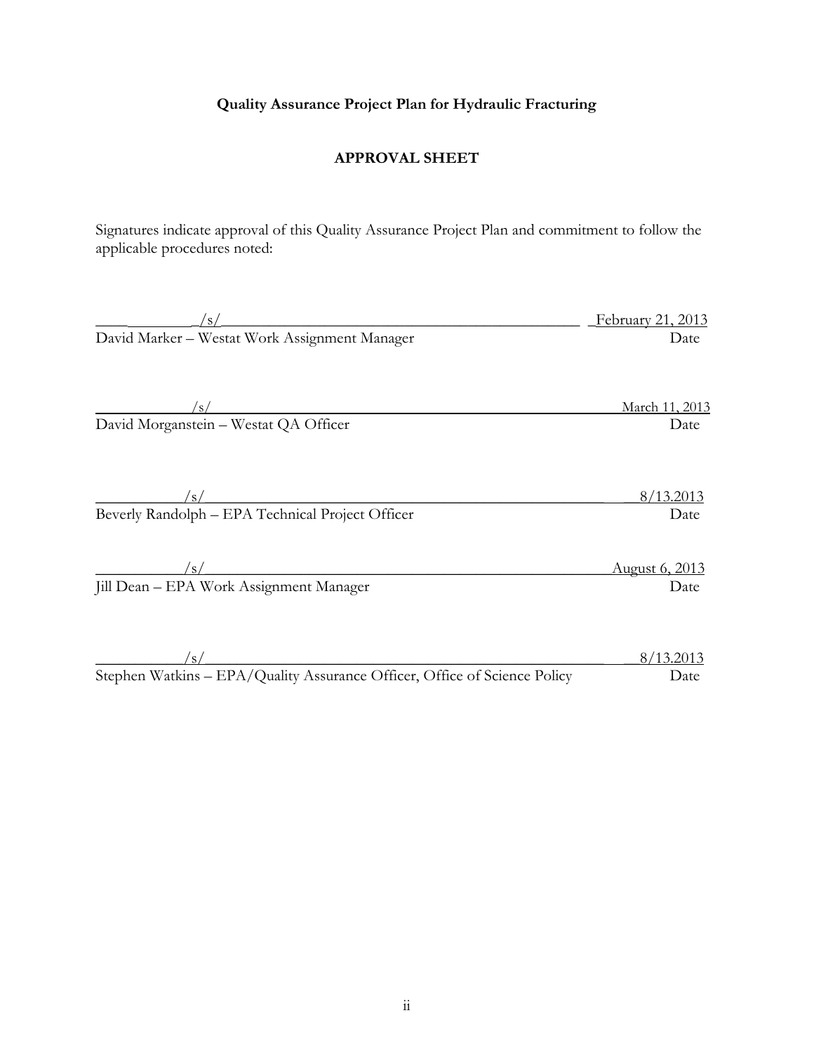**Quality Assurance Project Plan for Hydraulic Fracturing**

**APPROVAL SHEET**

Signatures indicate approval of this Quality Assurance Project Plan and commitment to follow the applicable procedures noted:

/s/ — February 21, 2013
David Marker – Westat Work Assignment Manager — Date

/s/ — March 11, 2013
David Morganstein – Westat QA Officer — Date

/s/ — 8/13.2013
Beverly Randolph – EPA Technical Project Officer — Date

/s/ — August 6, 2013
Jill Dean – EPA Work Assignment Manager — Date

/s/ — 8/13.2013
Stephen Watkins – EPA/Quality Assurance Officer, Office of Science Policy — Date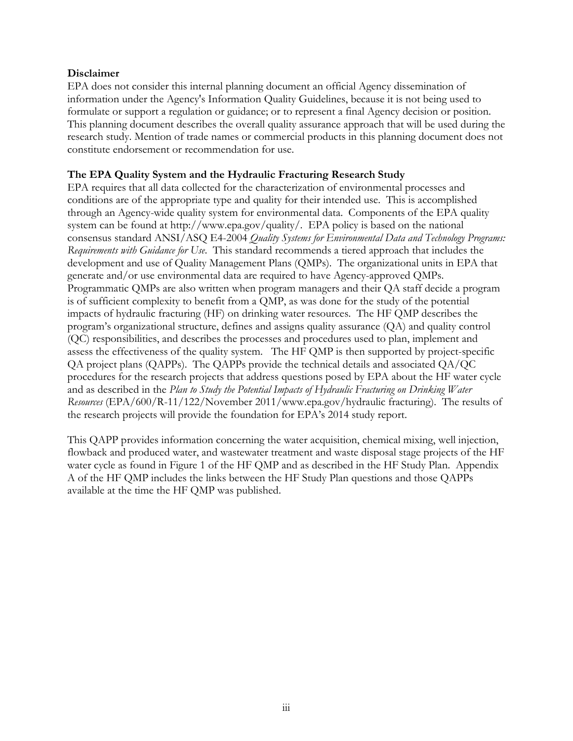**Disclaimer**

EPA does not consider this internal planning document an official Agency dissemination of information under the Agency's Information Quality Guidelines, because it is not being used to formulate or support a regulation or guidance; or to represent a final Agency decision or position. This planning document describes the overall quality assurance approach that will be used during the research study. Mention of trade names or commercial products in this planning document does not constitute endorsement or recommendation for use.

**The EPA Quality System and the Hydraulic Fracturing Research Study**

EPA requires that all data collected for the characterization of environmental processes and conditions are of the appropriate type and quality for their intended use. This is accomplished through an Agency-wide quality system for environmental data. Components of the EPA quality system can be found at http://www.epa.gov/quality/. EPA policy is based on the national consensus standard ANSI/ASQ E4-2004 *Quality Systems for Environmental Data and Technology Programs: Requirements with Guidance for Use*. This standard recommends a tiered approach that includes the development and use of Quality Management Plans (QMPs). The organizational units in EPA that generate and/or use environmental data are required to have Agency-approved QMPs. Programmatic QMPs are also written when program managers and their QA staff decide a program is of sufficient complexity to benefit from a QMP, as was done for the study of the potential impacts of hydraulic fracturing (HF) on drinking water resources. The HF QMP describes the program's organizational structure, defines and assigns quality assurance (QA) and quality control (QC) responsibilities, and describes the processes and procedures used to plan, implement and assess the effectiveness of the quality system. The HF QMP is then supported by project-specific QA project plans (QAPPs). The QAPPs provide the technical details and associated QA/QC procedures for the research projects that address questions posed by EPA about the HF water cycle and as described in the *Plan to Study the Potential Impacts of Hydraulic Fracturing on Drinking Water Resources* (EPA/600/R-11/122/November 2011/www.epa.gov/hydraulic fracturing). The results of the research projects will provide the foundation for EPA's 2014 study report.

This QAPP provides information concerning the water acquisition, chemical mixing, well injection, flowback and produced water, and wastewater treatment and waste disposal stage projects of the HF water cycle as found in Figure 1 of the HF QMP and as described in the HF Study Plan. Appendix A of the HF QMP includes the links between the HF Study Plan questions and those QAPPs available at the time the HF QMP was published.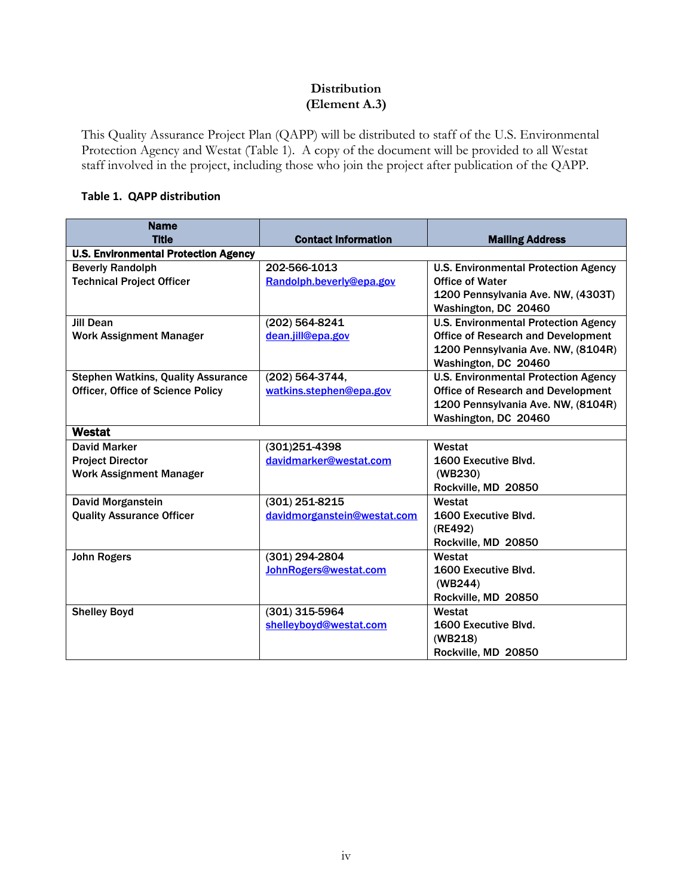# Distribution
## (Element A.3)

This Quality Assurance Project Plan (QAPP) will be distributed to staff of the U.S. Environmental Protection Agency and Westat (Table 1). A copy of the document will be provided to all Westat staff involved in the project, including those who join the project after publication of the QAPP.

**Table 1. QAPP distribution**

| Name<br>Title | Contact Information | Mailing Address |
|---|---|---|
| **U.S. Environmental Protection Agency** | | |
| Beverly Randolph<br>Technical Project Officer | 202-566-1013<br>Randolph.beverly@epa.gov | U.S. Environmental Protection Agency<br>Office of Water<br>1200 Pennsylvania Ave. NW, (4303T)<br>Washington, DC 20460 |
| Jill Dean<br>Work Assignment Manager | (202) 564-8241<br>dean.jill@epa.gov | U.S. Environmental Protection Agency<br>Office of Research and Development<br>1200 Pennsylvania Ave. NW, (8104R)<br>Washington, DC 20460 |
| Stephen Watkins, Quality Assurance Officer, Office of Science Policy | (202) 564-3744,<br>watkins.stephen@epa.gov | U.S. Environmental Protection Agency<br>Office of Research and Development<br>1200 Pennsylvania Ave. NW, (8104R)<br>Washington, DC 20460 |
| **Westat** | | |
| David Marker<br>Project Director<br>Work Assignment Manager | (301)251-4398<br>davidmarker@westat.com | Westat<br>1600 Executive Blvd.<br>(WB230)<br>Rockville, MD 20850 |
| David Morganstein<br>Quality Assurance Officer | (301) 251-8215<br>davidmorganstein@westat.com | Westat<br>1600 Executive Blvd.<br>(RE492)<br>Rockville, MD 20850 |
| John Rogers | (301) 294-2804<br>JohnRogers@westat.com | Westat<br>1600 Executive Blvd.<br>(WB244)<br>Rockville, MD 20850 |
| Shelley Boyd | (301) 315-5964<br>shelleyboyd@westat.com | Westat<br>1600 Executive Blvd.<br>(WB218)<br>Rockville, MD 20850 |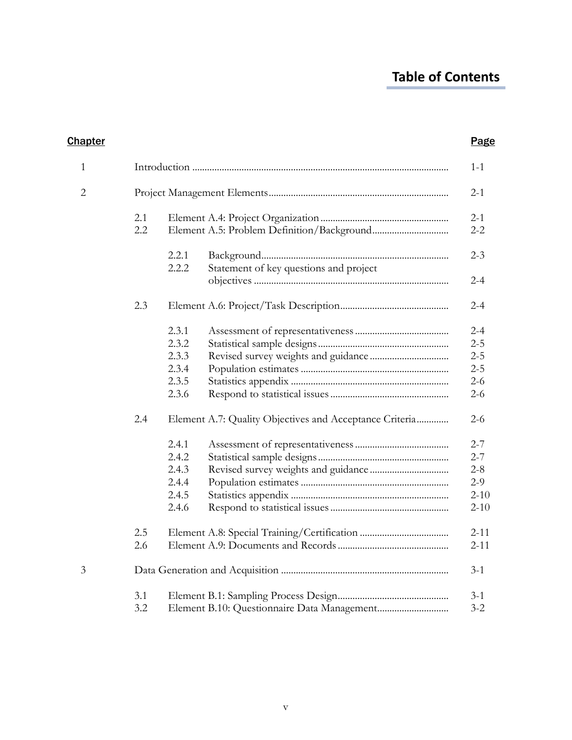# Table of Contents

| Chapter | | | | Page |
|---|---|---|---|---|
| 1 | | | Introduction | 1-1 |
| 2 | | | Project Management Elements | 2-1 |
| | 2.1 | | Element A.4: Project Organization | 2-1 |
| | 2.2 | | Element A.5: Problem Definition/Background | 2-2 |
| | | 2.2.1 | Background | 2-3 |
| | | 2.2.2 | Statement of key questions and project objectives | 2-4 |
| | 2.3 | | Element A.6: Project/Task Description | 2-4 |
| | | 2.3.1 | Assessment of representativeness | 2-4 |
| | | 2.3.2 | Statistical sample designs | 2-5 |
| | | 2.3.3 | Revised survey weights and guidance | 2-5 |
| | | 2.3.4 | Population estimates | 2-5 |
| | | 2.3.5 | Statistics appendix | 2-6 |
| | | 2.3.6 | Respond to statistical issues | 2-6 |
| | 2.4 | | Element A.7: Quality Objectives and Acceptance Criteria | 2-6 |
| | | 2.4.1 | Assessment of representativeness | 2-7 |
| | | 2.4.2 | Statistical sample designs | 2-7 |
| | | 2.4.3 | Revised survey weights and guidance | 2-8 |
| | | 2.4.4 | Population estimates | 2-9 |
| | | 2.4.5 | Statistics appendix | 2-10 |
| | | 2.4.6 | Respond to statistical issues | 2-10 |
| | 2.5 | | Element A.8: Special Training/Certification | 2-11 |
| | 2.6 | | Element A.9: Documents and Records | 2-11 |
| 3 | | | Data Generation and Acquisition | 3-1 |
| | 3.1 | | Element B.1: Sampling Process Design | 3-1 |
| | 3.2 | | Element B.10: Questionnaire Data Management | 3-2 |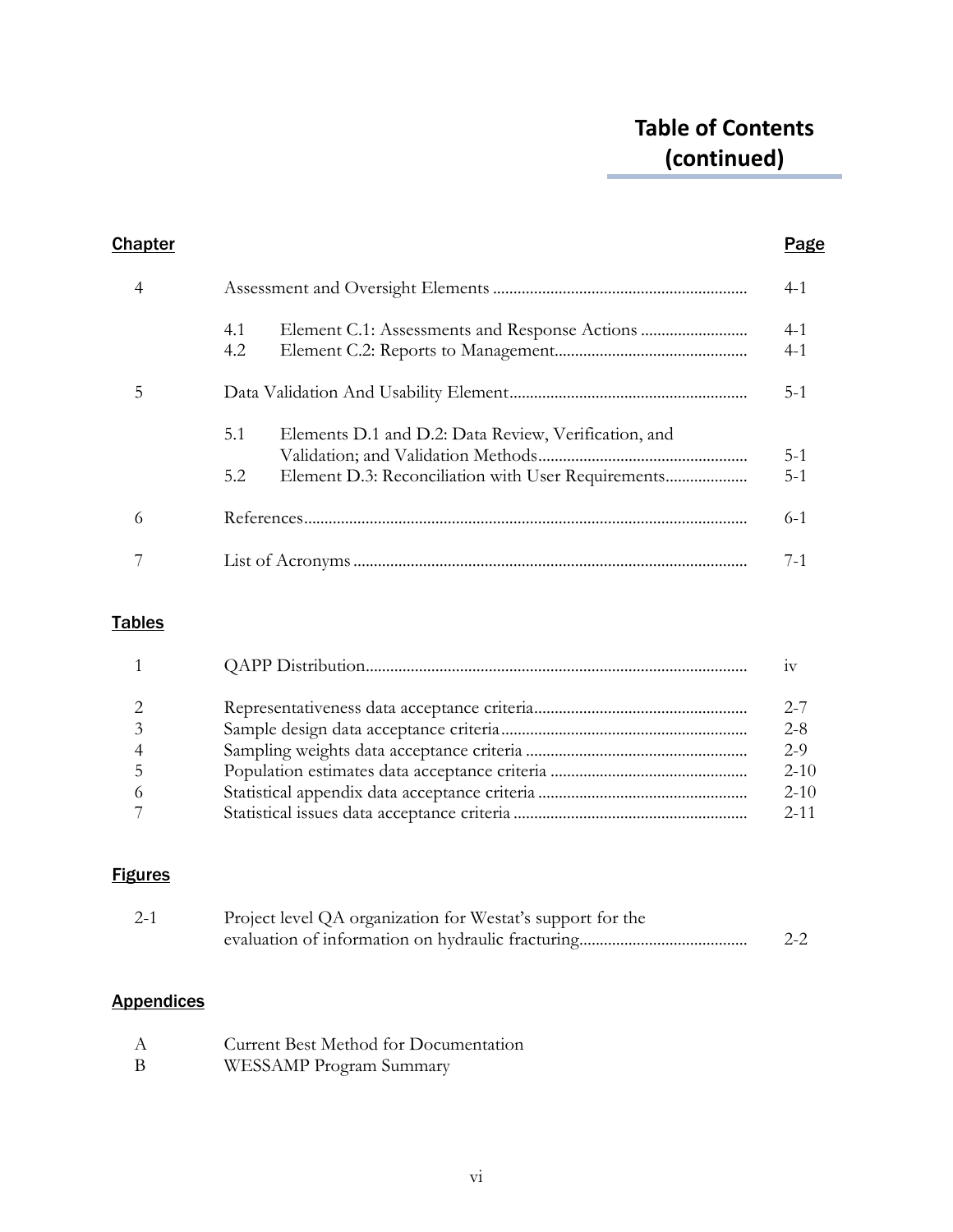# Table of Contents (continued)

| Chapter | | Page |
|---|---|---|
| 4 | Assessment and Oversight Elements | 4-1 |
| | 4.1 Element C.1: Assessments and Response Actions | 4-1 |
| | 4.2 Element C.2: Reports to Management | 4-1 |
| 5 | Data Validation And Usability Element | 5-1 |
| | 5.1 Elements D.1 and D.2: Data Review, Verification, and Validation; and Validation Methods | 5-1 |
| | 5.2 Element D.3: Reconciliation with User Requirements | 5-1 |
| 6 | References | 6-1 |
| 7 | List of Acronyms | 7-1 |

**Tables**

| | | |
|---|---|---|
| 1 | QAPP Distribution | iv |
| 2 | Representativeness data acceptance criteria | 2-7 |
| 3 | Sample design data acceptance criteria | 2-8 |
| 4 | Sampling weights data acceptance criteria | 2-9 |
| 5 | Population estimates data acceptance criteria | 2-10 |
| 6 | Statistical appendix data acceptance criteria | 2-10 |
| 7 | Statistical issues data acceptance criteria | 2-11 |

**Figures**

| | | |
|---|---|---|
| 2-1 | Project level QA organization for Westat's support for the evaluation of information on hydraulic fracturing | 2-2 |

**Appendices**

| | |
|---|---|
| A | Current Best Method for Documentation |
| B | WESSAMP Program Summary |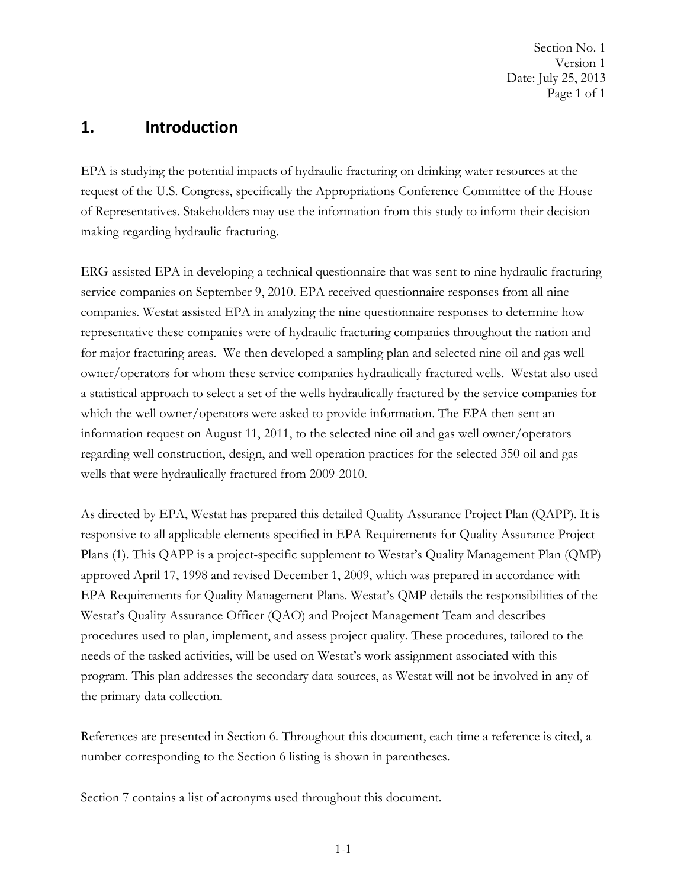# 1. Introduction

EPA is studying the potential impacts of hydraulic fracturing on drinking water resources at the request of the U.S. Congress, specifically the Appropriations Conference Committee of the House of Representatives. Stakeholders may use the information from this study to inform their decision making regarding hydraulic fracturing.

ERG assisted EPA in developing a technical questionnaire that was sent to nine hydraulic fracturing service companies on September 9, 2010. EPA received questionnaire responses from all nine companies. Westat assisted EPA in analyzing the nine questionnaire responses to determine how representative these companies were of hydraulic fracturing companies throughout the nation and for major fracturing areas. We then developed a sampling plan and selected nine oil and gas well owner/operators for whom these service companies hydraulically fractured wells. Westat also used a statistical approach to select a set of the wells hydraulically fractured by the service companies for which the well owner/operators were asked to provide information. The EPA then sent an information request on August 11, 2011, to the selected nine oil and gas well owner/operators regarding well construction, design, and well operation practices for the selected 350 oil and gas wells that were hydraulically fractured from 2009-2010.

As directed by EPA, Westat has prepared this detailed Quality Assurance Project Plan (QAPP). It is responsive to all applicable elements specified in EPA Requirements for Quality Assurance Project Plans (1). This QAPP is a project-specific supplement to Westat's Quality Management Plan (QMP) approved April 17, 1998 and revised December 1, 2009, which was prepared in accordance with EPA Requirements for Quality Management Plans. Westat's QMP details the responsibilities of the Westat's Quality Assurance Officer (QAO) and Project Management Team and describes procedures used to plan, implement, and assess project quality. These procedures, tailored to the needs of the tasked activities, will be used on Westat's work assignment associated with this program. This plan addresses the secondary data sources, as Westat will not be involved in any of the primary data collection.

References are presented in Section 6. Throughout this document, each time a reference is cited, a number corresponding to the Section 6 listing is shown in parentheses.

Section 7 contains a list of acronyms used throughout this document.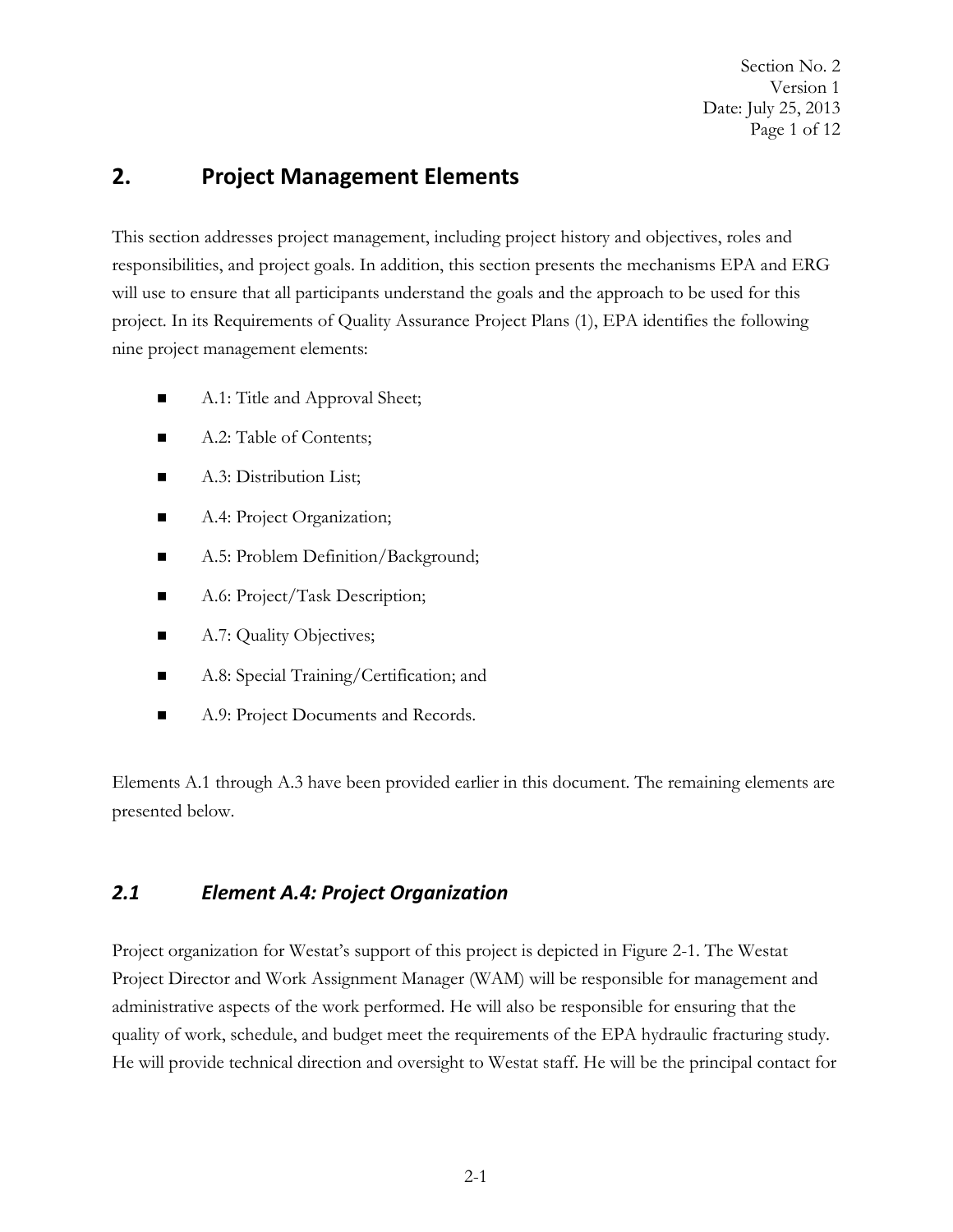## 2. Project Management Elements

This section addresses project management, including project history and objectives, roles and responsibilities, and project goals. In addition, this section presents the mechanisms EPA and ERG will use to ensure that all participants understand the goals and the approach to be used for this project. In its Requirements of Quality Assurance Project Plans (1), EPA identifies the following nine project management elements:

- A.1: Title and Approval Sheet;
- A.2: Table of Contents;
- A.3: Distribution List;
- A.4: Project Organization;
- A.5: Problem Definition/Background;
- A.6: Project/Task Description;
- A.7: Quality Objectives;
- A.8: Special Training/Certification; and
- A.9: Project Documents and Records.

Elements A.1 through A.3 have been provided earlier in this document. The remaining elements are presented below.

### *2.1 Element A.4: Project Organization*

Project organization for Westat's support of this project is depicted in Figure 2-1. The Westat Project Director and Work Assignment Manager (WAM) will be responsible for management and administrative aspects of the work performed. He will also be responsible for ensuring that the quality of work, schedule, and budget meet the requirements of the EPA hydraulic fracturing study. He will provide technical direction and oversight to Westat staff. He will be the principal contact for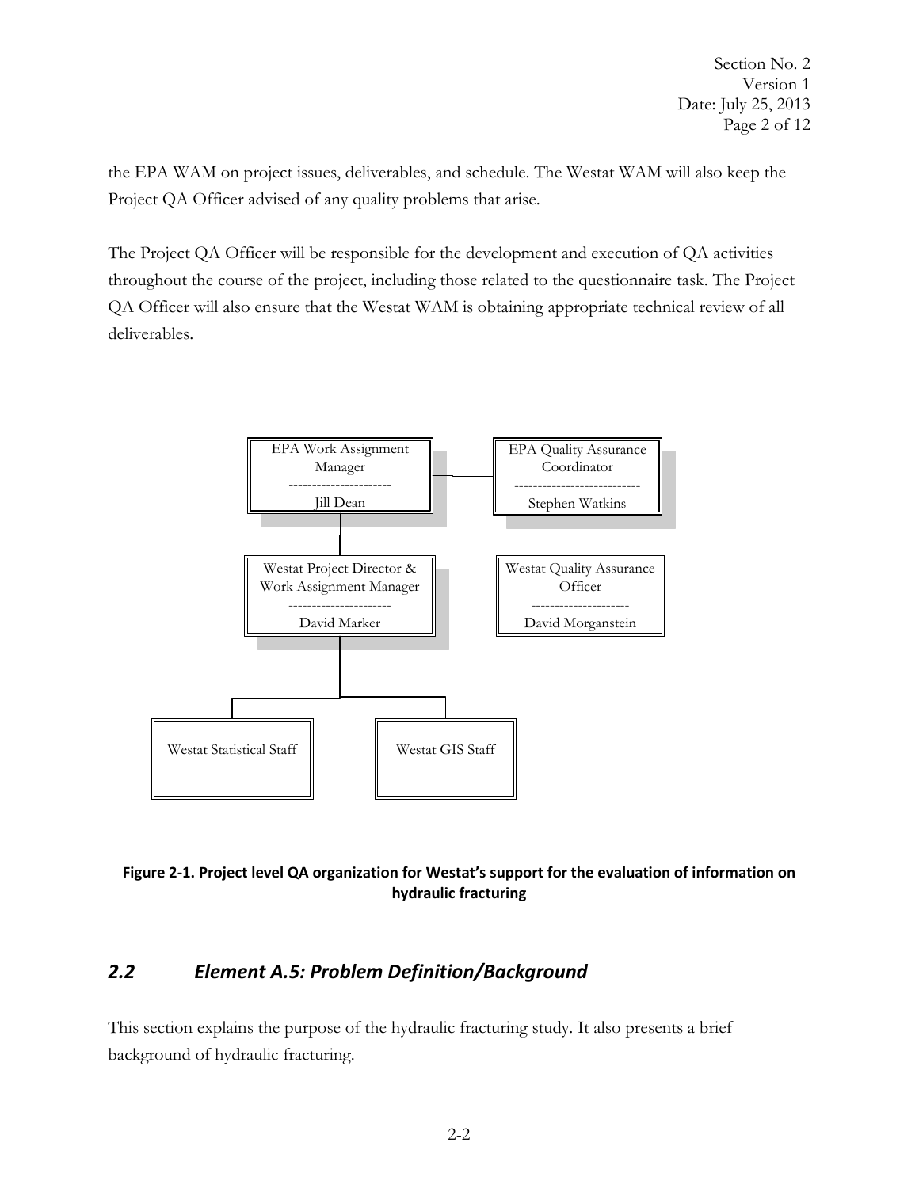the EPA WAM on project issues, deliverables, and schedule. The Westat WAM will also keep the Project QA Officer advised of any quality problems that arise.

The Project QA Officer will be responsible for the development and execution of QA activities throughout the course of the project, including those related to the questionnaire task. The Project QA Officer will also ensure that the Westat WAM is obtaining appropriate technical review of all deliverables.

- EPA Work Assignment Manager — Jill Dean
  - EPA Quality Assurance Coordinator — Stephen Watkins
  - Westat Project Director & Work Assignment Manager — David Marker
    - Westat Quality Assurance Officer — David Morganstein
    - Westat Statistical Staff
    - Westat GIS Staff

**Figure 2-1. Project level QA organization for Westat's support for the evaluation of information on hydraulic fracturing**

## *2.2 Element A.5: Problem Definition/Background*

This section explains the purpose of the hydraulic fracturing study. It also presents a brief background of hydraulic fracturing.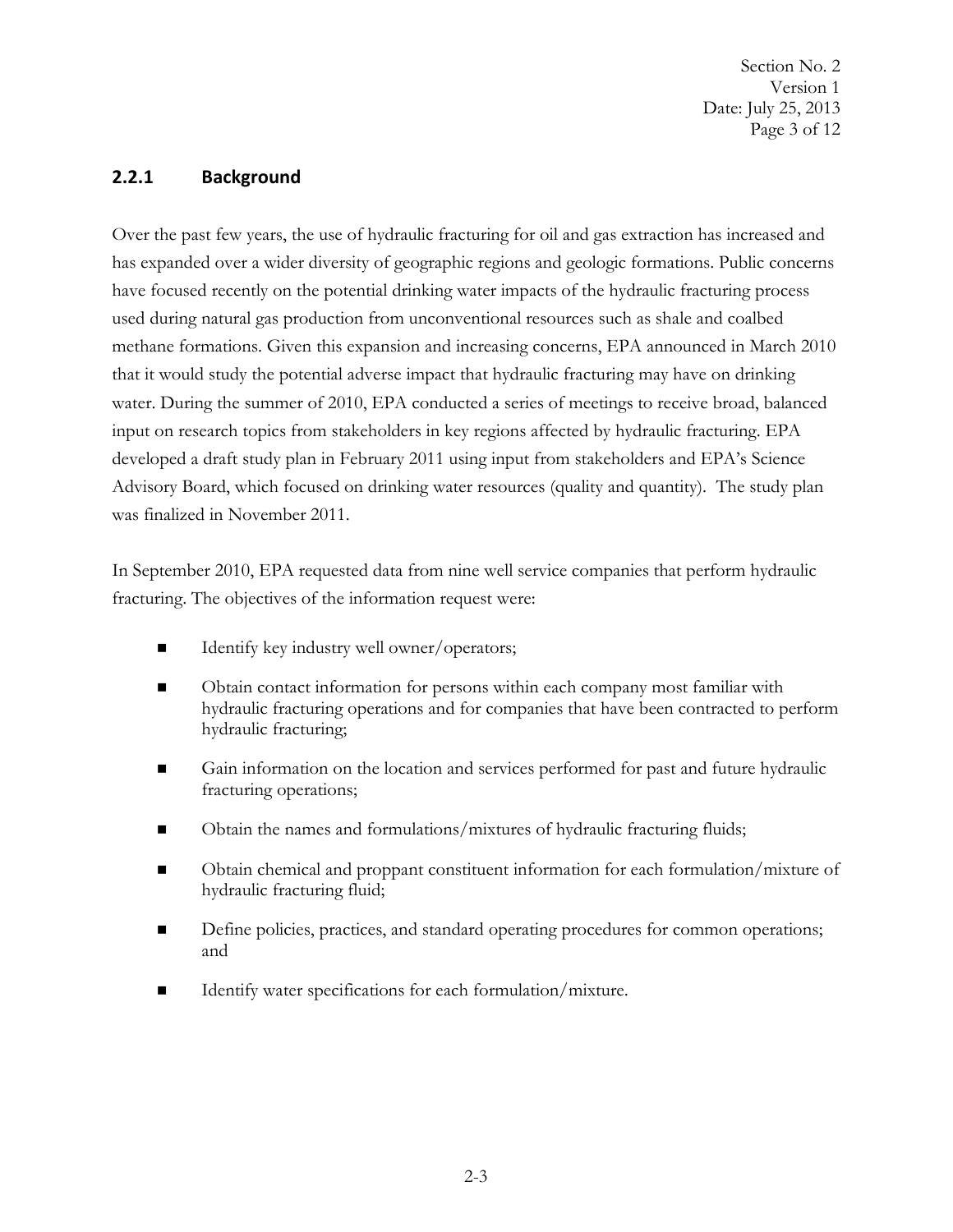### 2.2.1 Background

Over the past few years, the use of hydraulic fracturing for oil and gas extraction has increased and has expanded over a wider diversity of geographic regions and geologic formations. Public concerns have focused recently on the potential drinking water impacts of the hydraulic fracturing process used during natural gas production from unconventional resources such as shale and coalbed methane formations. Given this expansion and increasing concerns, EPA announced in March 2010 that it would study the potential adverse impact that hydraulic fracturing may have on drinking water. During the summer of 2010, EPA conducted a series of meetings to receive broad, balanced input on research topics from stakeholders in key regions affected by hydraulic fracturing. EPA developed a draft study plan in February 2011 using input from stakeholders and EPA's Science Advisory Board, which focused on drinking water resources (quality and quantity). The study plan was finalized in November 2011.

In September 2010, EPA requested data from nine well service companies that perform hydraulic fracturing. The objectives of the information request were:

- Identify key industry well owner/operators;
- Obtain contact information for persons within each company most familiar with hydraulic fracturing operations and for companies that have been contracted to perform hydraulic fracturing;
- Gain information on the location and services performed for past and future hydraulic fracturing operations;
- Obtain the names and formulations/mixtures of hydraulic fracturing fluids;
- Obtain chemical and proppant constituent information for each formulation/mixture of hydraulic fracturing fluid;
- Define policies, practices, and standard operating procedures for common operations; and
- Identify water specifications for each formulation/mixture.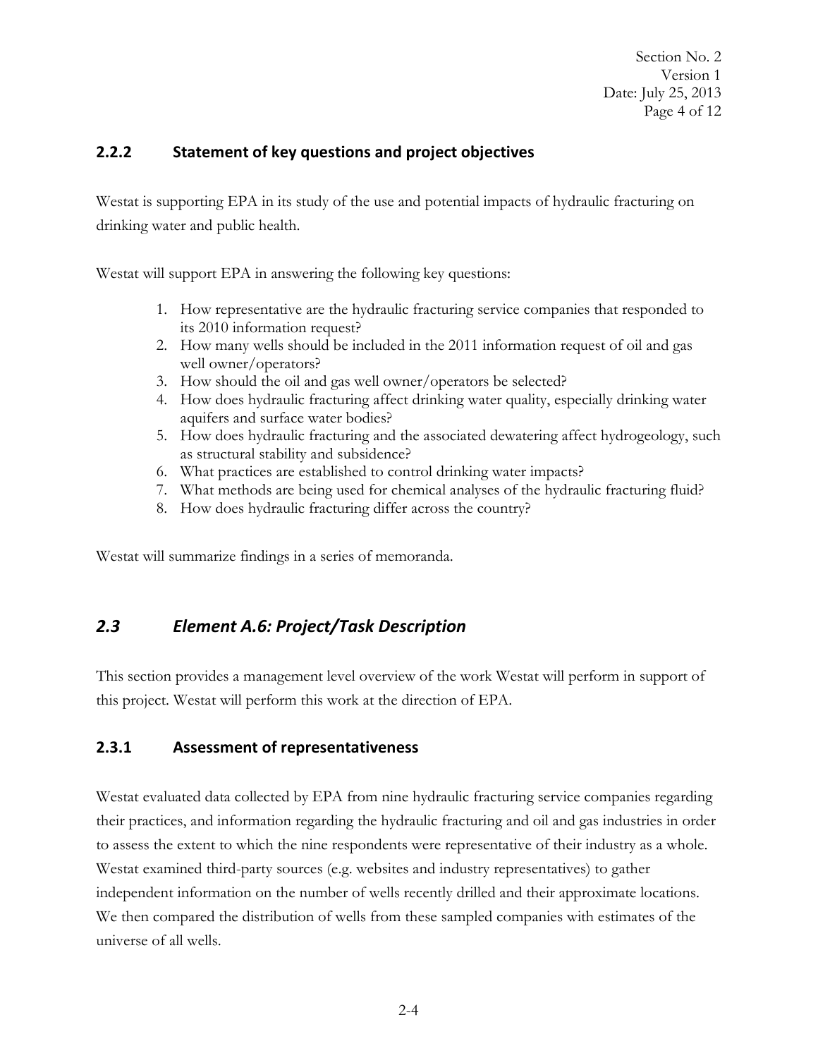### 2.2.2 Statement of key questions and project objectives

Westat is supporting EPA in its study of the use and potential impacts of hydraulic fracturing on drinking water and public health.

Westat will support EPA in answering the following key questions:

1. How representative are the hydraulic fracturing service companies that responded to its 2010 information request?
2. How many wells should be included in the 2011 information request of oil and gas well owner/operators?
3. How should the oil and gas well owner/operators be selected?
4. How does hydraulic fracturing affect drinking water quality, especially drinking water aquifers and surface water bodies?
5. How does hydraulic fracturing and the associated dewatering affect hydrogeology, such as structural stability and subsidence?
6. What practices are established to control drinking water impacts?
7. What methods are being used for chemical analyses of the hydraulic fracturing fluid?
8. How does hydraulic fracturing differ across the country?

Westat will summarize findings in a series of memoranda.

## *2.3 Element A.6: Project/Task Description*

This section provides a management level overview of the work Westat will perform in support of this project. Westat will perform this work at the direction of EPA.

### 2.3.1 Assessment of representativeness

Westat evaluated data collected by EPA from nine hydraulic fracturing service companies regarding their practices, and information regarding the hydraulic fracturing and oil and gas industries in order to assess the extent to which the nine respondents were representative of their industry as a whole. Westat examined third-party sources (e.g. websites and industry representatives) to gather independent information on the number of wells recently drilled and their approximate locations. We then compared the distribution of wells from these sampled companies with estimates of the universe of all wells.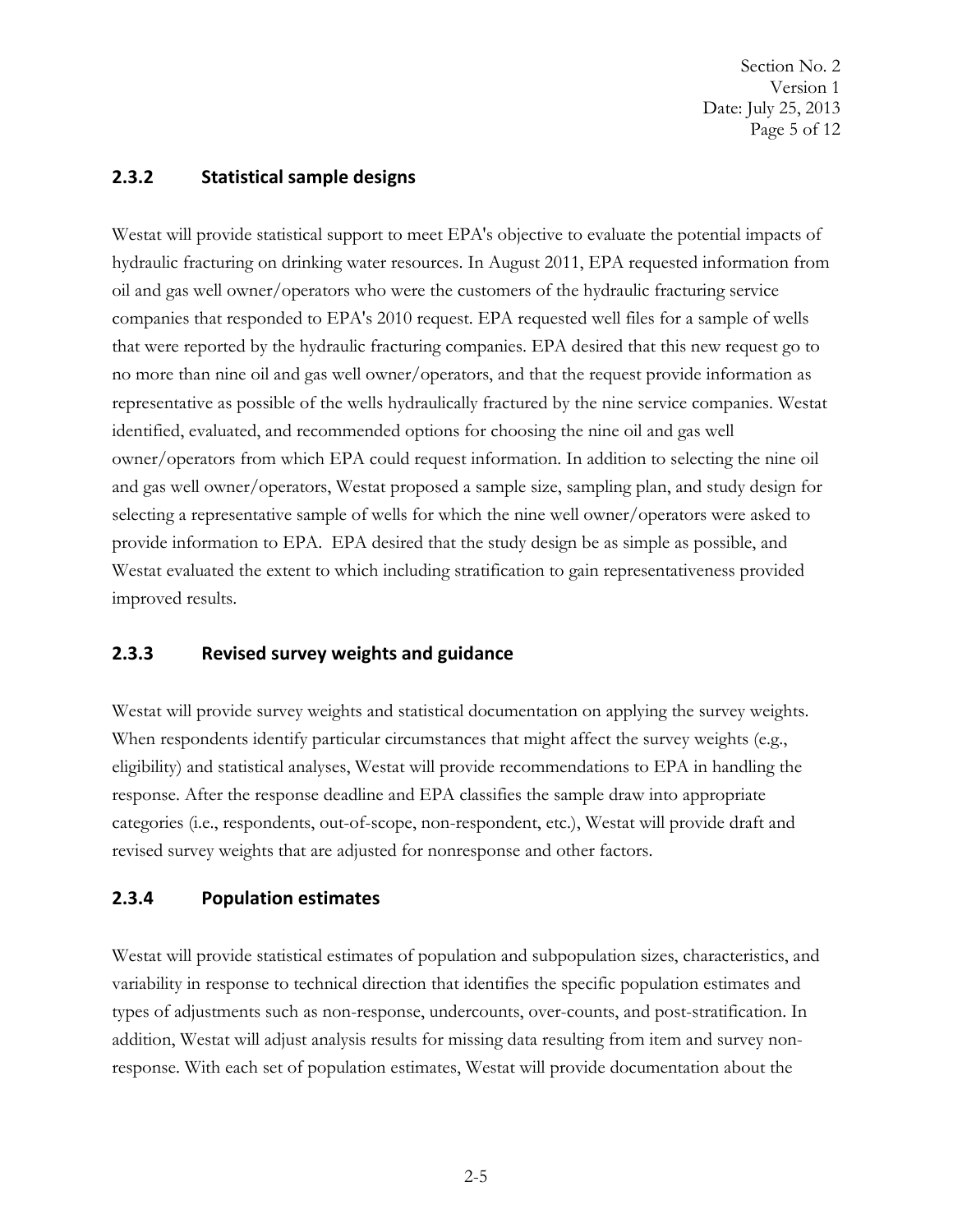### 2.3.2 Statistical sample designs

Westat will provide statistical support to meet EPA's objective to evaluate the potential impacts of hydraulic fracturing on drinking water resources. In August 2011, EPA requested information from oil and gas well owner/operators who were the customers of the hydraulic fracturing service companies that responded to EPA's 2010 request. EPA requested well files for a sample of wells that were reported by the hydraulic fracturing companies. EPA desired that this new request go to no more than nine oil and gas well owner/operators, and that the request provide information as representative as possible of the wells hydraulically fractured by the nine service companies. Westat identified, evaluated, and recommended options for choosing the nine oil and gas well owner/operators from which EPA could request information. In addition to selecting the nine oil and gas well owner/operators, Westat proposed a sample size, sampling plan, and study design for selecting a representative sample of wells for which the nine well owner/operators were asked to provide information to EPA. EPA desired that the study design be as simple as possible, and Westat evaluated the extent to which including stratification to gain representativeness provided improved results.

### 2.3.3 Revised survey weights and guidance

Westat will provide survey weights and statistical documentation on applying the survey weights. When respondents identify particular circumstances that might affect the survey weights (e.g., eligibility) and statistical analyses, Westat will provide recommendations to EPA in handling the response. After the response deadline and EPA classifies the sample draw into appropriate categories (i.e., respondents, out-of-scope, non-respondent, etc.), Westat will provide draft and revised survey weights that are adjusted for nonresponse and other factors.

### 2.3.4 Population estimates

Westat will provide statistical estimates of population and subpopulation sizes, characteristics, and variability in response to technical direction that identifies the specific population estimates and types of adjustments such as non-response, undercounts, over-counts, and post-stratification. In addition, Westat will adjust analysis results for missing data resulting from item and survey non-response. With each set of population estimates, Westat will provide documentation about the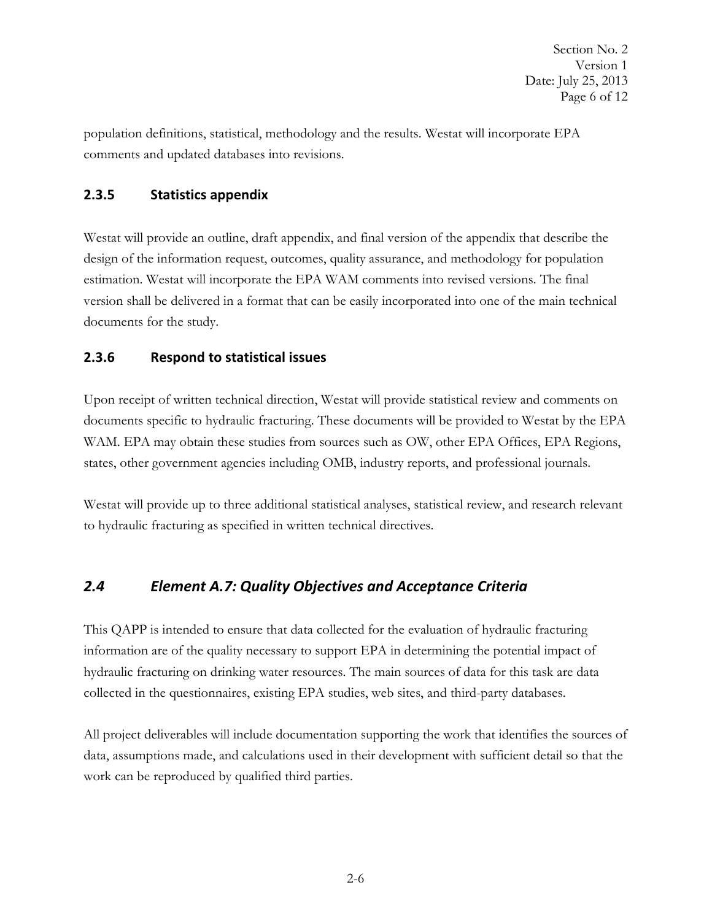population definitions, statistical, methodology and the results. Westat will incorporate EPA comments and updated databases into revisions.

### 2.3.5 Statistics appendix

Westat will provide an outline, draft appendix, and final version of the appendix that describe the design of the information request, outcomes, quality assurance, and methodology for population estimation. Westat will incorporate the EPA WAM comments into revised versions. The final version shall be delivered in a format that can be easily incorporated into one of the main technical documents for the study.

### 2.3.6 Respond to statistical issues

Upon receipt of written technical direction, Westat will provide statistical review and comments on documents specific to hydraulic fracturing. These documents will be provided to Westat by the EPA WAM. EPA may obtain these studies from sources such as OW, other EPA Offices, EPA Regions, states, other government agencies including OMB, industry reports, and professional journals.

Westat will provide up to three additional statistical analyses, statistical review, and research relevant to hydraulic fracturing as specified in written technical directives.

## *2.4 Element A.7: Quality Objectives and Acceptance Criteria*

This QAPP is intended to ensure that data collected for the evaluation of hydraulic fracturing information are of the quality necessary to support EPA in determining the potential impact of hydraulic fracturing on drinking water resources. The main sources of data for this task are data collected in the questionnaires, existing EPA studies, web sites, and third-party databases.

All project deliverables will include documentation supporting the work that identifies the sources of data, assumptions made, and calculations used in their development with sufficient detail so that the work can be reproduced by qualified third parties.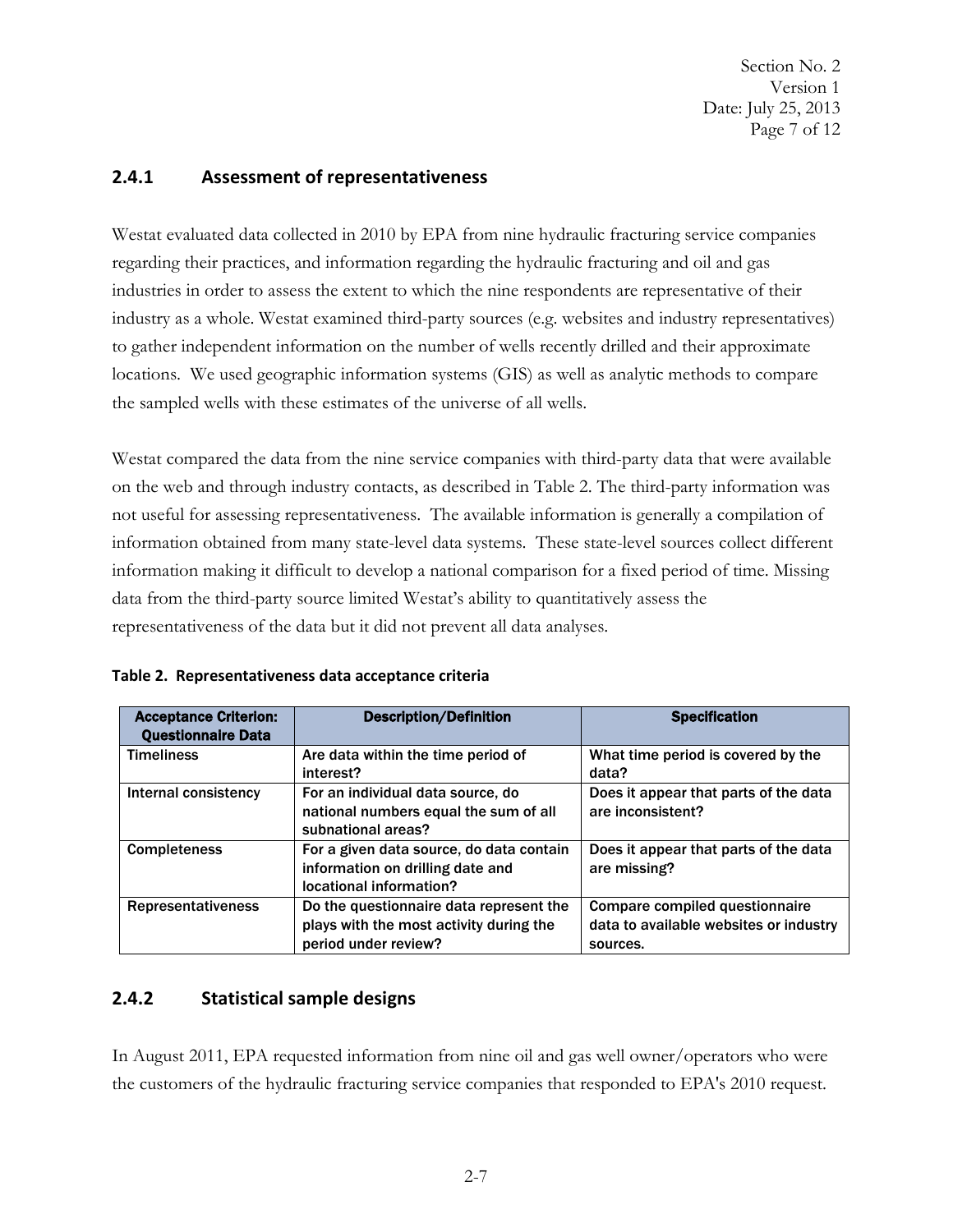### 2.4.1 Assessment of representativeness

Westat evaluated data collected in 2010 by EPA from nine hydraulic fracturing service companies regarding their practices, and information regarding the hydraulic fracturing and oil and gas industries in order to assess the extent to which the nine respondents are representative of their industry as a whole. Westat examined third-party sources (e.g. websites and industry representatives) to gather independent information on the number of wells recently drilled and their approximate locations. We used geographic information systems (GIS) as well as analytic methods to compare the sampled wells with these estimates of the universe of all wells.

Westat compared the data from the nine service companies with third-party data that were available on the web and through industry contacts, as described in Table 2. The third-party information was not useful for assessing representativeness. The available information is generally a compilation of information obtained from many state-level data systems. These state-level sources collect different information making it difficult to develop a national comparison for a fixed period of time. Missing data from the third-party source limited Westat's ability to quantitatively assess the representativeness of the data but it did not prevent all data analyses.

**Table 2. Representativeness data acceptance criteria**

| Acceptance Criterion: Questionnaire Data | Description/Definition | Specification |
|---|---|---|
| Timeliness | Are data within the time period of interest? | What time period is covered by the data? |
| Internal consistency | For an individual data source, do national numbers equal the sum of all subnational areas? | Does it appear that parts of the data are inconsistent? |
| Completeness | For a given data source, do data contain information on drilling date and locational information? | Does it appear that parts of the data are missing? |
| Representativeness | Do the questionnaire data represent the plays with the most activity during the period under review? | Compare compiled questionnaire data to available websites or industry sources. |

### 2.4.2 Statistical sample designs

In August 2011, EPA requested information from nine oil and gas well owner/operators who were the customers of the hydraulic fracturing service companies that responded to EPA's 2010 request.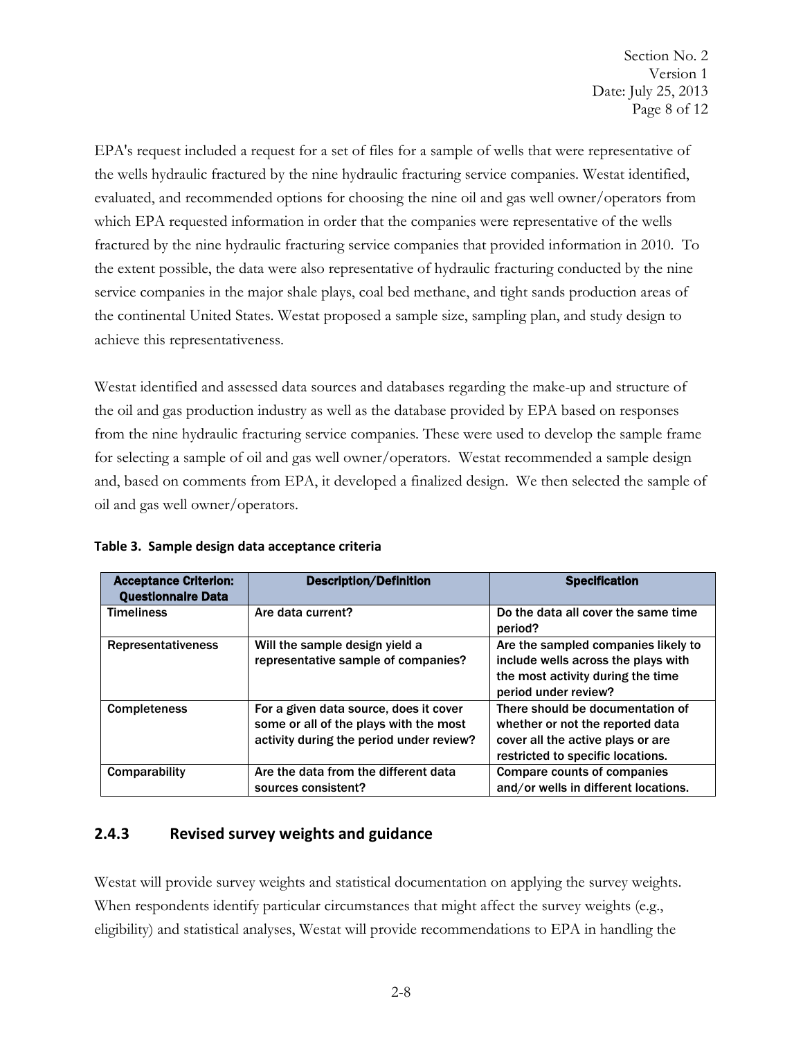EPA's request included a request for a set of files for a sample of wells that were representative of the wells hydraulic fractured by the nine hydraulic fracturing service companies. Westat identified, evaluated, and recommended options for choosing the nine oil and gas well owner/operators from which EPA requested information in order that the companies were representative of the wells fractured by the nine hydraulic fracturing service companies that provided information in 2010. To the extent possible, the data were also representative of hydraulic fracturing conducted by the nine service companies in the major shale plays, coal bed methane, and tight sands production areas of the continental United States. Westat proposed a sample size, sampling plan, and study design to achieve this representativeness.

Westat identified and assessed data sources and databases regarding the make-up and structure of the oil and gas production industry as well as the database provided by EPA based on responses from the nine hydraulic fracturing service companies. These were used to develop the sample frame for selecting a sample of oil and gas well owner/operators. Westat recommended a sample design and, based on comments from EPA, it developed a finalized design. We then selected the sample of oil and gas well owner/operators.

**Table 3. Sample design data acceptance criteria**

| Acceptance Criterion: Questionnaire Data | Description/Definition | Specification |
|---|---|---|
| Timeliness | Are data current? | Do the data all cover the same time period? |
| Representativeness | Will the sample design yield a representative sample of companies? | Are the sampled companies likely to include wells across the plays with the most activity during the time period under review? |
| Completeness | For a given data source, does it cover some or all of the plays with the most activity during the period under review? | There should be documentation of whether or not the reported data cover all the active plays or are restricted to specific locations. |
| Comparability | Are the data from the different data sources consistent? | Compare counts of companies and/or wells in different locations. |

### 2.4.3 Revised survey weights and guidance

Westat will provide survey weights and statistical documentation on applying the survey weights. When respondents identify particular circumstances that might affect the survey weights (e.g., eligibility) and statistical analyses, Westat will provide recommendations to EPA in handling the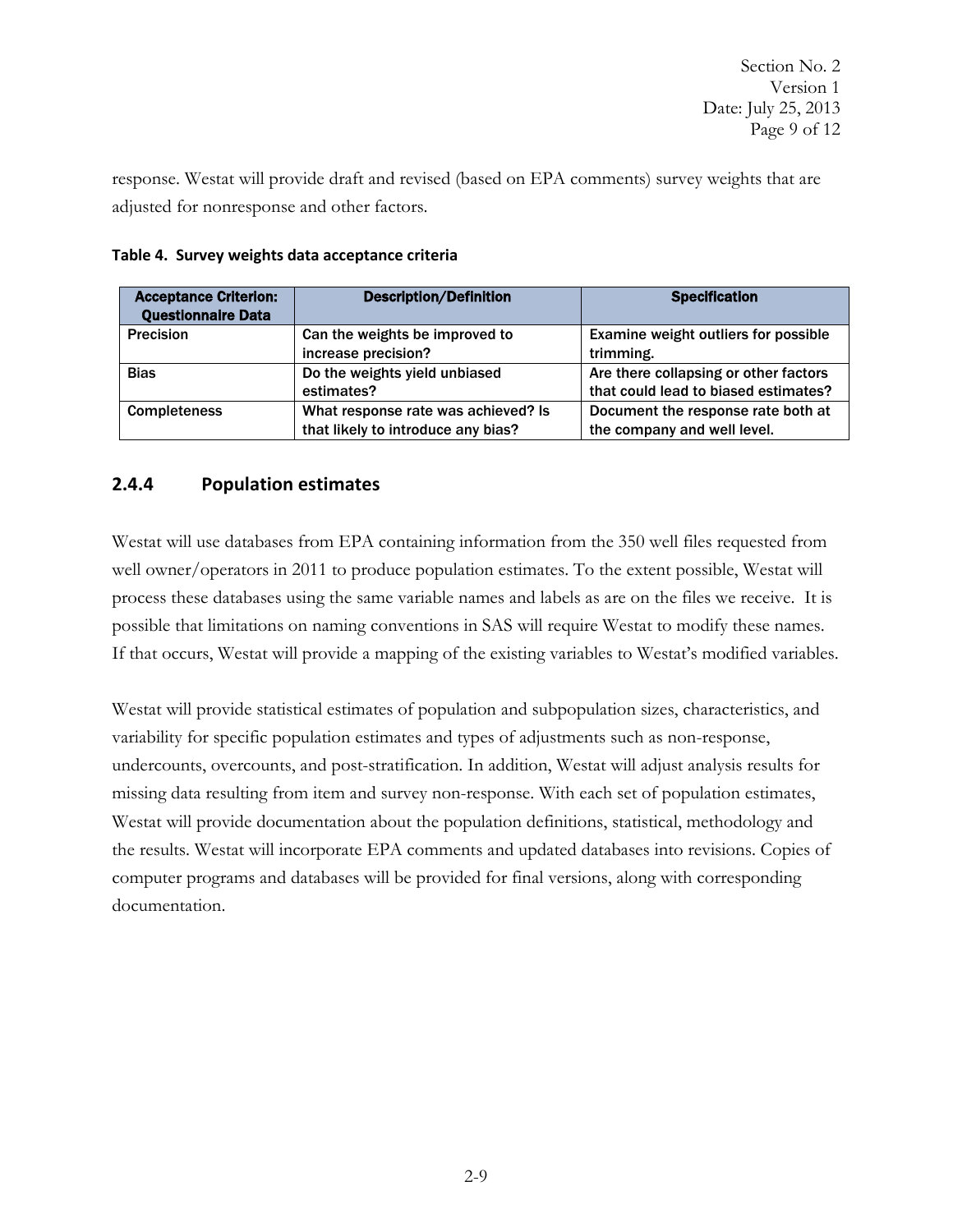response. Westat will provide draft and revised (based on EPA comments) survey weights that are adjusted for nonresponse and other factors.

**Table 4. Survey weights data acceptance criteria**

| Acceptance Criterion: Questionnaire Data | Description/Definition | Specification |
|---|---|---|
| Precision | Can the weights be improved to increase precision? | Examine weight outliers for possible trimming. |
| Bias | Do the weights yield unbiased estimates? | Are there collapsing or other factors that could lead to biased estimates? |
| Completeness | What response rate was achieved? Is that likely to introduce any bias? | Document the response rate both at the company and well level. |

### 2.4.4 Population estimates

Westat will use databases from EPA containing information from the 350 well files requested from well owner/operators in 2011 to produce population estimates. To the extent possible, Westat will process these databases using the same variable names and labels as are on the files we receive. It is possible that limitations on naming conventions in SAS will require Westat to modify these names. If that occurs, Westat will provide a mapping of the existing variables to Westat's modified variables.

Westat will provide statistical estimates of population and subpopulation sizes, characteristics, and variability for specific population estimates and types of adjustments such as non-response, undercounts, overcounts, and post-stratification. In addition, Westat will adjust analysis results for missing data resulting from item and survey non-response. With each set of population estimates, Westat will provide documentation about the population definitions, statistical, methodology and the results. Westat will incorporate EPA comments and updated databases into revisions. Copies of computer programs and databases will be provided for final versions, along with corresponding documentation.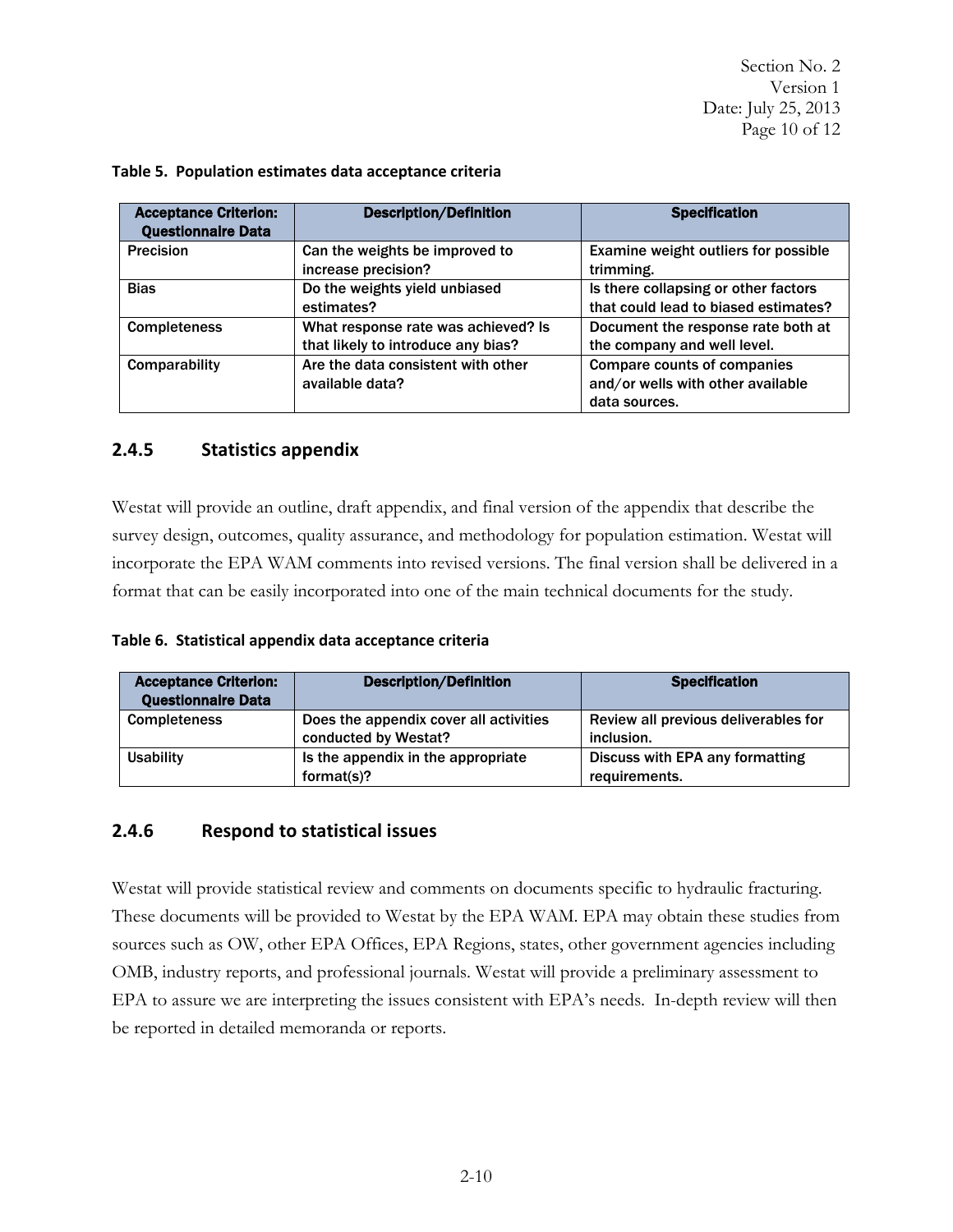**Table 5. Population estimates data acceptance criteria**

| Acceptance Criterion: Questionnaire Data | Description/Definition | Specification |
| --- | --- | --- |
| Precision | Can the weights be improved to increase precision? | Examine weight outliers for possible trimming. |
| Bias | Do the weights yield unbiased estimates? | Is there collapsing or other factors that could lead to biased estimates? |
| Completeness | What response rate was achieved? Is that likely to introduce any bias? | Document the response rate both at the company and well level. |
| Comparability | Are the data consistent with other available data? | Compare counts of companies and/or wells with other available data sources. |

### 2.4.5 Statistics appendix

Westat will provide an outline, draft appendix, and final version of the appendix that describe the survey design, outcomes, quality assurance, and methodology for population estimation. Westat will incorporate the EPA WAM comments into revised versions. The final version shall be delivered in a format that can be easily incorporated into one of the main technical documents for the study.

**Table 6. Statistical appendix data acceptance criteria**

| Acceptance Criterion: Questionnaire Data | Description/Definition | Specification |
| --- | --- | --- |
| Completeness | Does the appendix cover all activities conducted by Westat? | Review all previous deliverables for inclusion. |
| Usability | Is the appendix in the appropriate format(s)? | Discuss with EPA any formatting requirements. |

### 2.4.6 Respond to statistical issues

Westat will provide statistical review and comments on documents specific to hydraulic fracturing. These documents will be provided to Westat by the EPA WAM. EPA may obtain these studies from sources such as OW, other EPA Offices, EPA Regions, states, other government agencies including OMB, industry reports, and professional journals. Westat will provide a preliminary assessment to EPA to assure we are interpreting the issues consistent with EPA's needs. In-depth review will then be reported in detailed memoranda or reports.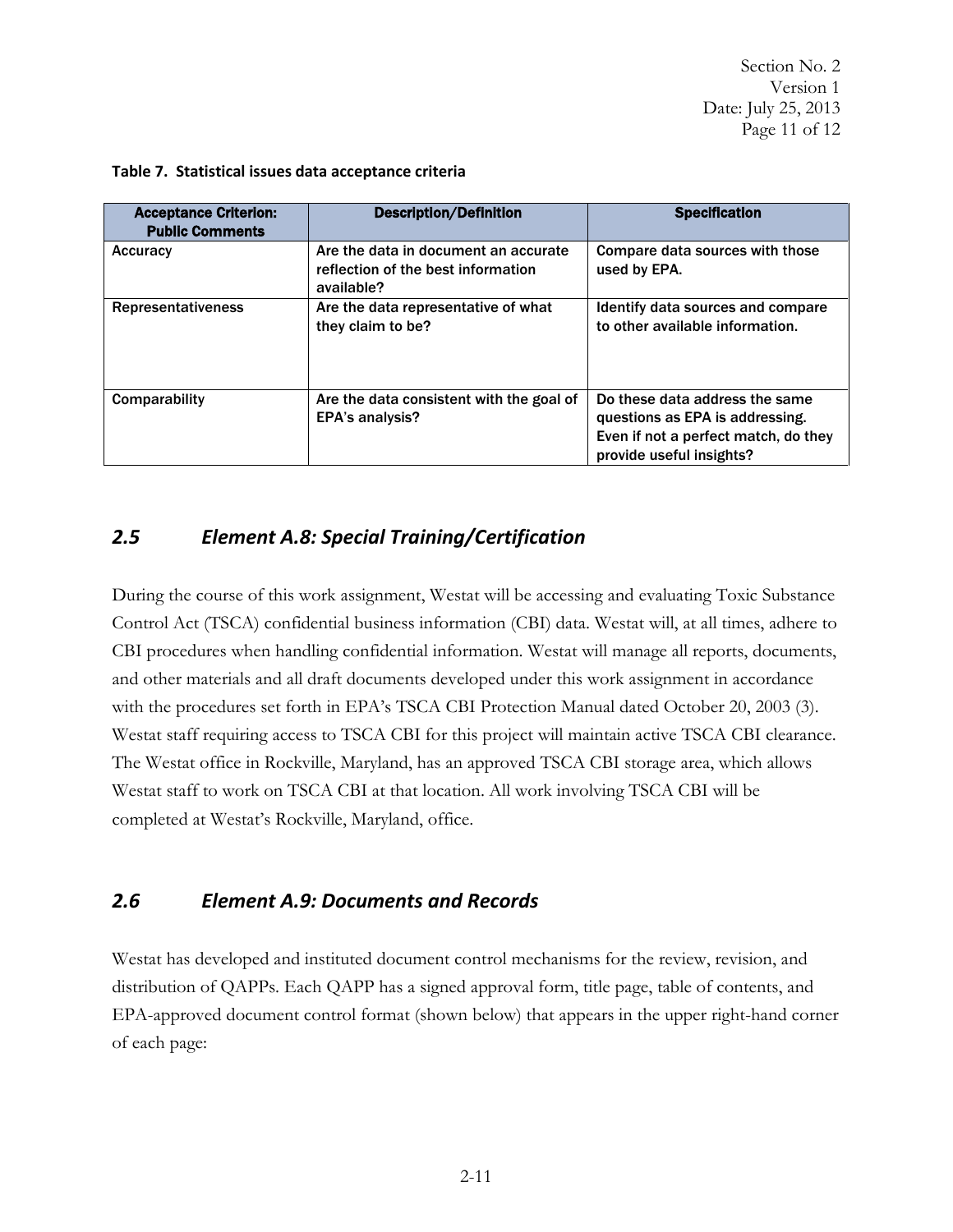**Table 7. Statistical issues data acceptance criteria**

| Acceptance Criterion: Public Comments | Description/Definition | Specification |
|---|---|---|
| Accuracy | Are the data in document an accurate reflection of the best information available? | Compare data sources with those used by EPA. |
| Representativeness | Are the data representative of what they claim to be? | Identify data sources and compare to other available information. |
| Comparability | Are the data consistent with the goal of EPA's analysis? | Do these data address the same questions as EPA is addressing. Even if not a perfect match, do they provide useful insights? |

## *2.5 Element A.8: Special Training/Certification*

During the course of this work assignment, Westat will be accessing and evaluating Toxic Substance Control Act (TSCA) confidential business information (CBI) data. Westat will, at all times, adhere to CBI procedures when handling confidential information. Westat will manage all reports, documents, and other materials and all draft documents developed under this work assignment in accordance with the procedures set forth in EPA's TSCA CBI Protection Manual dated October 20, 2003 (3). Westat staff requiring access to TSCA CBI for this project will maintain active TSCA CBI clearance. The Westat office in Rockville, Maryland, has an approved TSCA CBI storage area, which allows Westat staff to work on TSCA CBI at that location. All work involving TSCA CBI will be completed at Westat's Rockville, Maryland, office.

## *2.6 Element A.9: Documents and Records*

Westat has developed and instituted document control mechanisms for the review, revision, and distribution of QAPPs. Each QAPP has a signed approval form, title page, table of contents, and EPA-approved document control format (shown below) that appears in the upper right-hand corner of each page: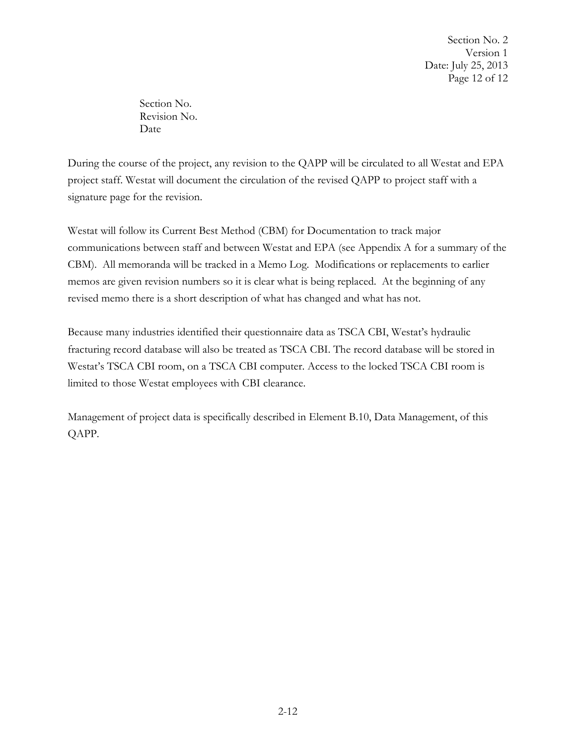Section No.
Revision No.
Date

During the course of the project, any revision to the QAPP will be circulated to all Westat and EPA project staff. Westat will document the circulation of the revised QAPP to project staff with a signature page for the revision.

Westat will follow its Current Best Method (CBM) for Documentation to track major communications between staff and between Westat and EPA (see Appendix A for a summary of the CBM). All memoranda will be tracked in a Memo Log. Modifications or replacements to earlier memos are given revision numbers so it is clear what is being replaced. At the beginning of any revised memo there is a short description of what has changed and what has not.

Because many industries identified their questionnaire data as TSCA CBI, Westat's hydraulic fracturing record database will also be treated as TSCA CBI. The record database will be stored in Westat's TSCA CBI room, on a TSCA CBI computer. Access to the locked TSCA CBI room is limited to those Westat employees with CBI clearance.

Management of project data is specifically described in Element B.10, Data Management, of this QAPP.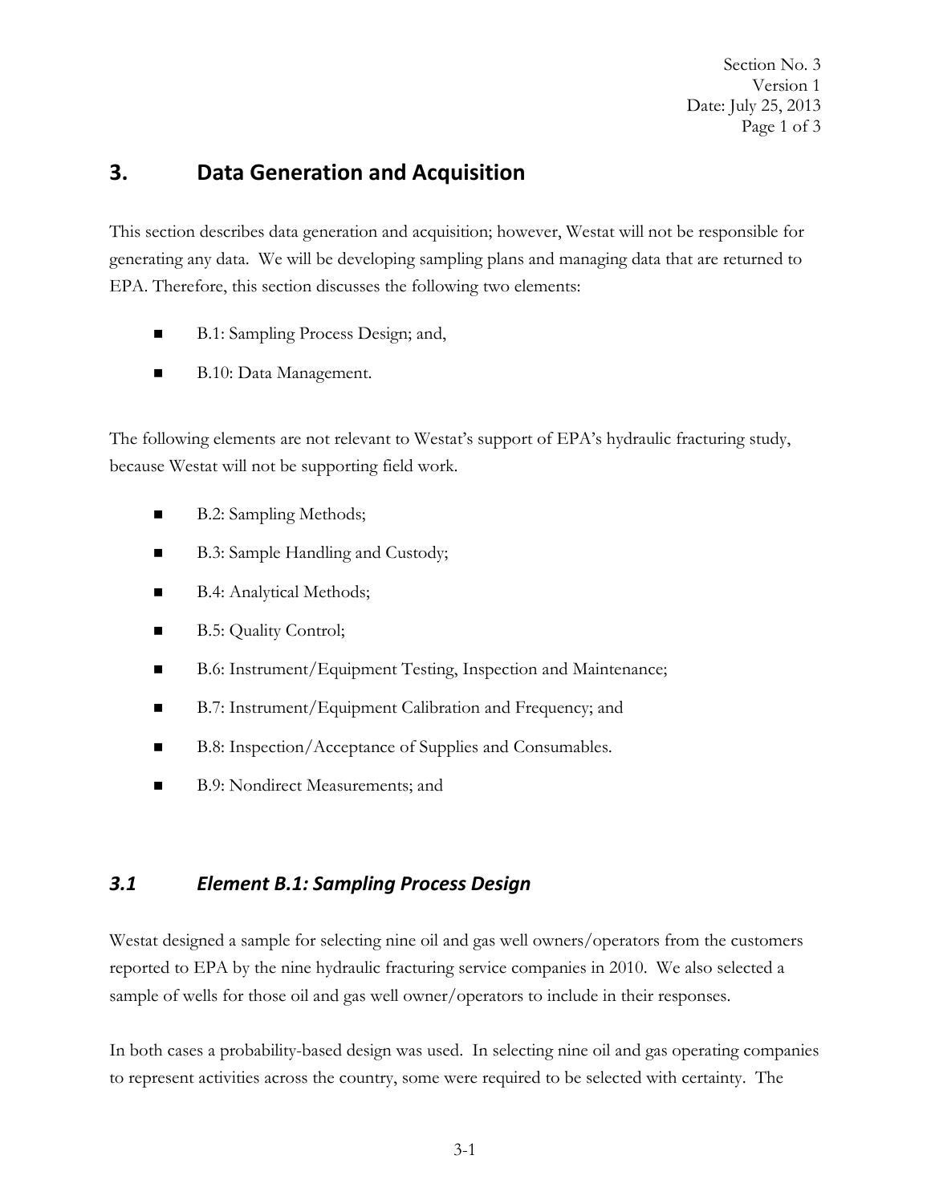# 3. Data Generation and Acquisition

This section describes data generation and acquisition; however, Westat will not be responsible for generating any data. We will be developing sampling plans and managing data that are returned to EPA. Therefore, this section discusses the following two elements:

- B.1: Sampling Process Design; and,
- B.10: Data Management.

The following elements are not relevant to Westat's support of EPA's hydraulic fracturing study, because Westat will not be supporting field work.

- B.2: Sampling Methods;
- B.3: Sample Handling and Custody;
- B.4: Analytical Methods;
- B.5: Quality Control;
- B.6: Instrument/Equipment Testing, Inspection and Maintenance;
- B.7: Instrument/Equipment Calibration and Frequency; and
- B.8: Inspection/Acceptance of Supplies and Consumables.
- B.9: Nondirect Measurements; and

## *3.1 Element B.1: Sampling Process Design*

Westat designed a sample for selecting nine oil and gas well owners/operators from the customers reported to EPA by the nine hydraulic fracturing service companies in 2010. We also selected a sample of wells for those oil and gas well owner/operators to include in their responses.

In both cases a probability-based design was used. In selecting nine oil and gas operating companies to represent activities across the country, some were required to be selected with certainty. The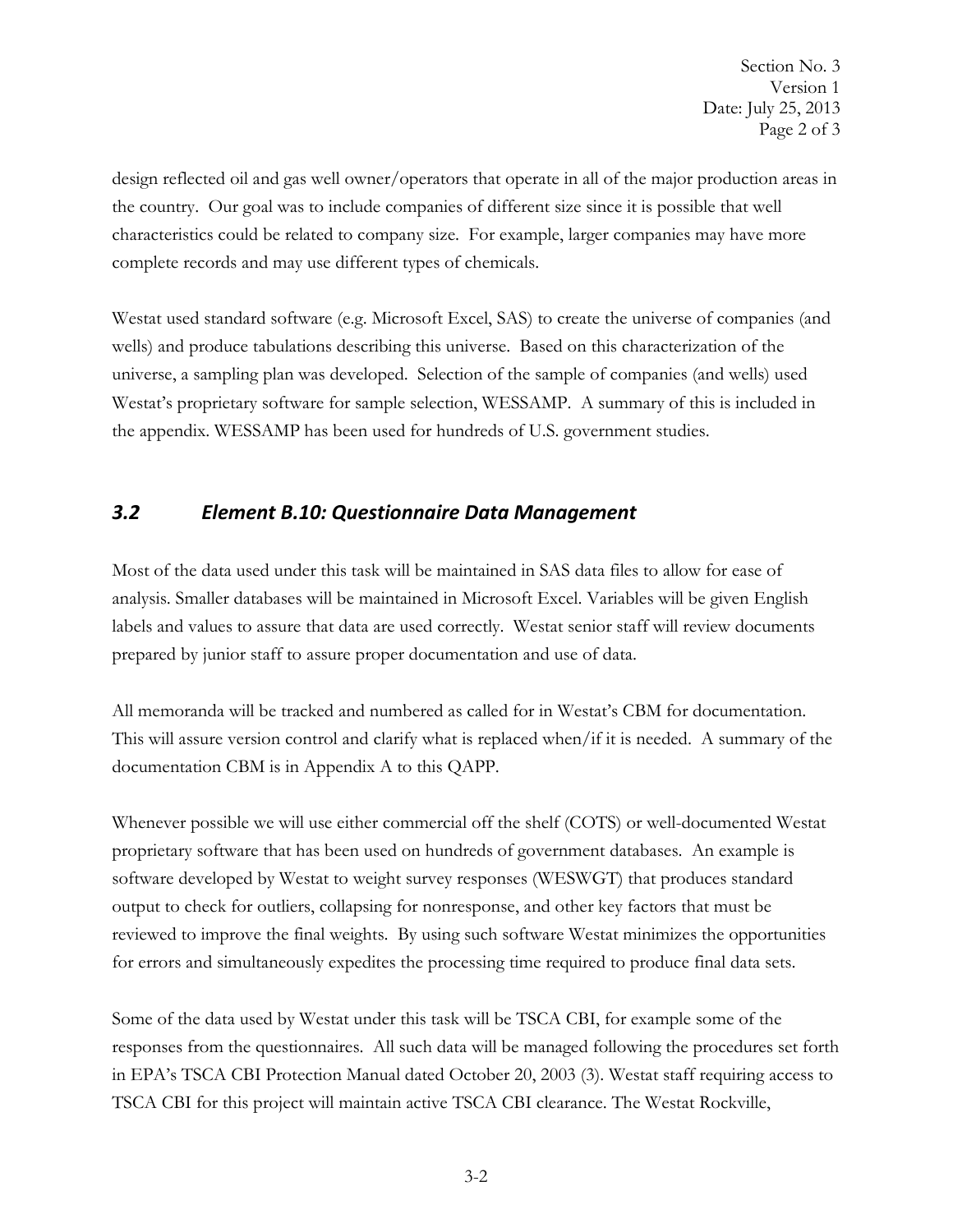design reflected oil and gas well owner/operators that operate in all of the major production areas in the country. Our goal was to include companies of different size since it is possible that well characteristics could be related to company size. For example, larger companies may have more complete records and may use different types of chemicals.

Westat used standard software (e.g. Microsoft Excel, SAS) to create the universe of companies (and wells) and produce tabulations describing this universe. Based on this characterization of the universe, a sampling plan was developed. Selection of the sample of companies (and wells) used Westat's proprietary software for sample selection, WESSAMP. A summary of this is included in the appendix. WESSAMP has been used for hundreds of U.S. government studies.

## *3.2 Element B.10: Questionnaire Data Management*

Most of the data used under this task will be maintained in SAS data files to allow for ease of analysis. Smaller databases will be maintained in Microsoft Excel. Variables will be given English labels and values to assure that data are used correctly. Westat senior staff will review documents prepared by junior staff to assure proper documentation and use of data.

All memoranda will be tracked and numbered as called for in Westat's CBM for documentation. This will assure version control and clarify what is replaced when/if it is needed. A summary of the documentation CBM is in Appendix A to this QAPP.

Whenever possible we will use either commercial off the shelf (COTS) or well-documented Westat proprietary software that has been used on hundreds of government databases. An example is software developed by Westat to weight survey responses (WESWGT) that produces standard output to check for outliers, collapsing for nonresponse, and other key factors that must be reviewed to improve the final weights. By using such software Westat minimizes the opportunities for errors and simultaneously expedites the processing time required to produce final data sets.

Some of the data used by Westat under this task will be TSCA CBI, for example some of the responses from the questionnaires. All such data will be managed following the procedures set forth in EPA's TSCA CBI Protection Manual dated October 20, 2003 (3). Westat staff requiring access to TSCA CBI for this project will maintain active TSCA CBI clearance. The Westat Rockville,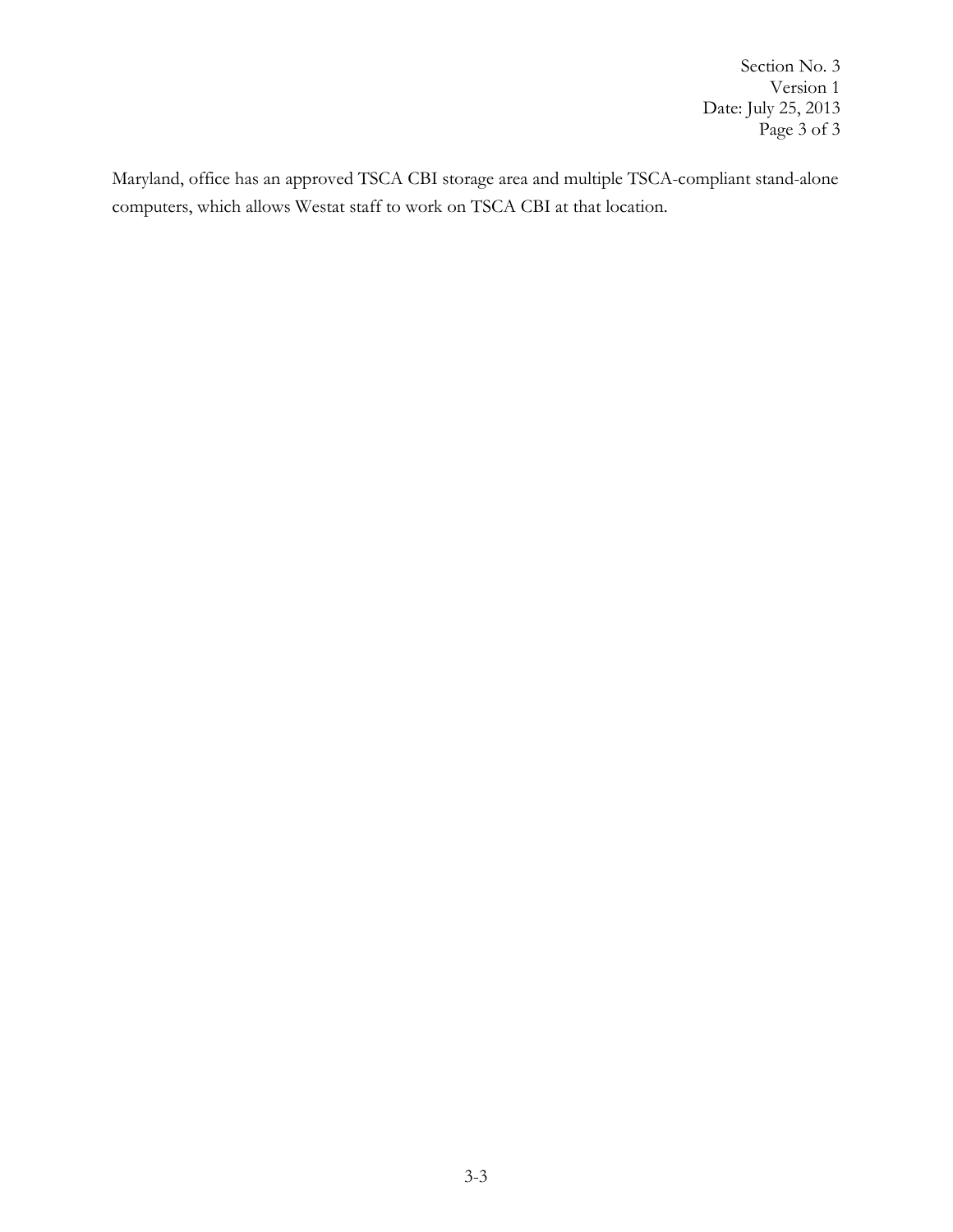Maryland, office has an approved TSCA CBI storage area and multiple TSCA-compliant stand-alone computers, which allows Westat staff to work on TSCA CBI at that location.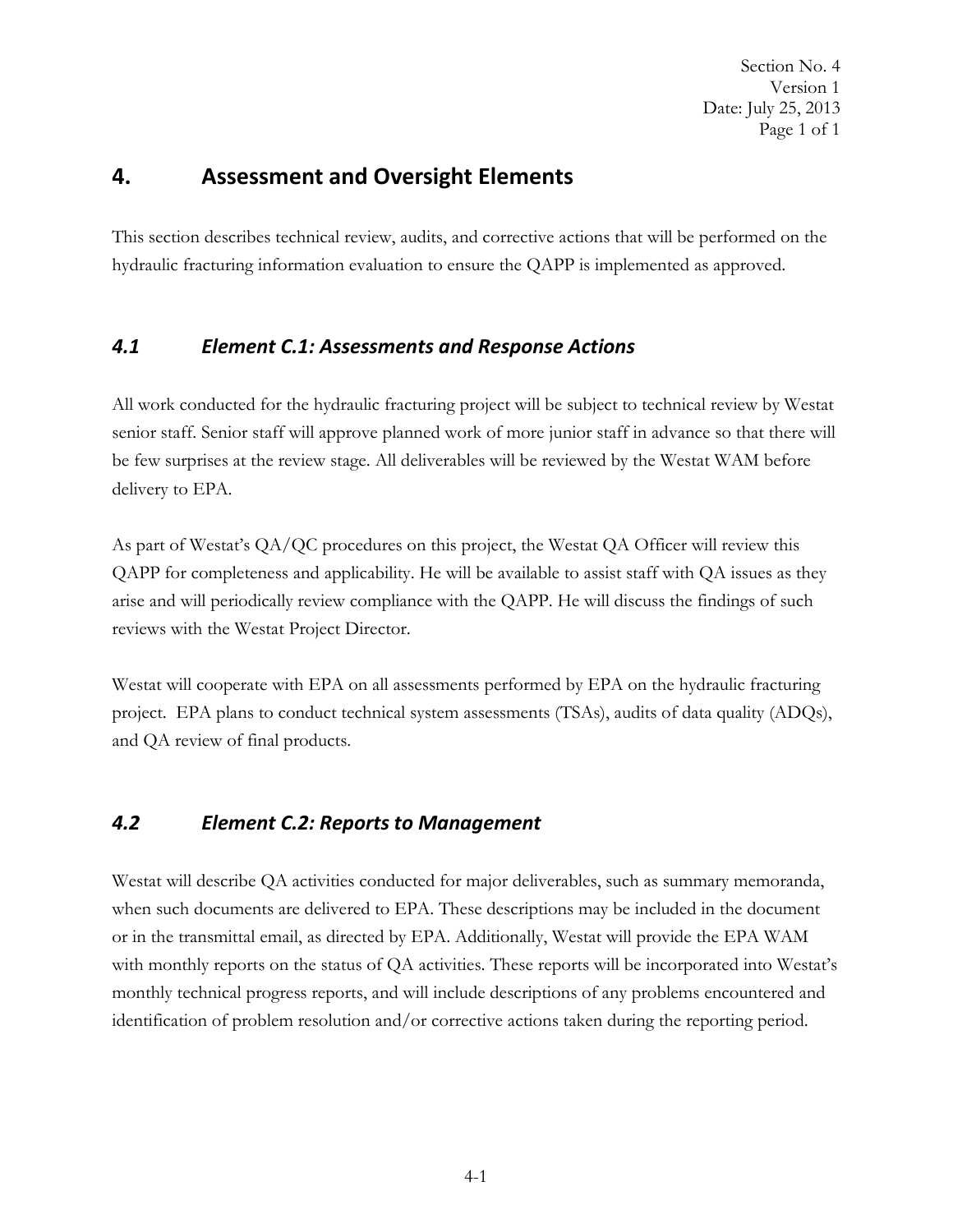# 4. Assessment and Oversight Elements

This section describes technical review, audits, and corrective actions that will be performed on the hydraulic fracturing information evaluation to ensure the QAPP is implemented as approved.

## *4.1 Element C.1: Assessments and Response Actions*

All work conducted for the hydraulic fracturing project will be subject to technical review by Westat senior staff. Senior staff will approve planned work of more junior staff in advance so that there will be few surprises at the review stage. All deliverables will be reviewed by the Westat WAM before delivery to EPA.

As part of Westat's QA/QC procedures on this project, the Westat QA Officer will review this QAPP for completeness and applicability. He will be available to assist staff with QA issues as they arise and will periodically review compliance with the QAPP. He will discuss the findings of such reviews with the Westat Project Director.

Westat will cooperate with EPA on all assessments performed by EPA on the hydraulic fracturing project. EPA plans to conduct technical system assessments (TSAs), audits of data quality (ADQs), and QA review of final products.

## *4.2 Element C.2: Reports to Management*

Westat will describe QA activities conducted for major deliverables, such as summary memoranda, when such documents are delivered to EPA. These descriptions may be included in the document or in the transmittal email, as directed by EPA. Additionally, Westat will provide the EPA WAM with monthly reports on the status of QA activities. These reports will be incorporated into Westat's monthly technical progress reports, and will include descriptions of any problems encountered and identification of problem resolution and/or corrective actions taken during the reporting period.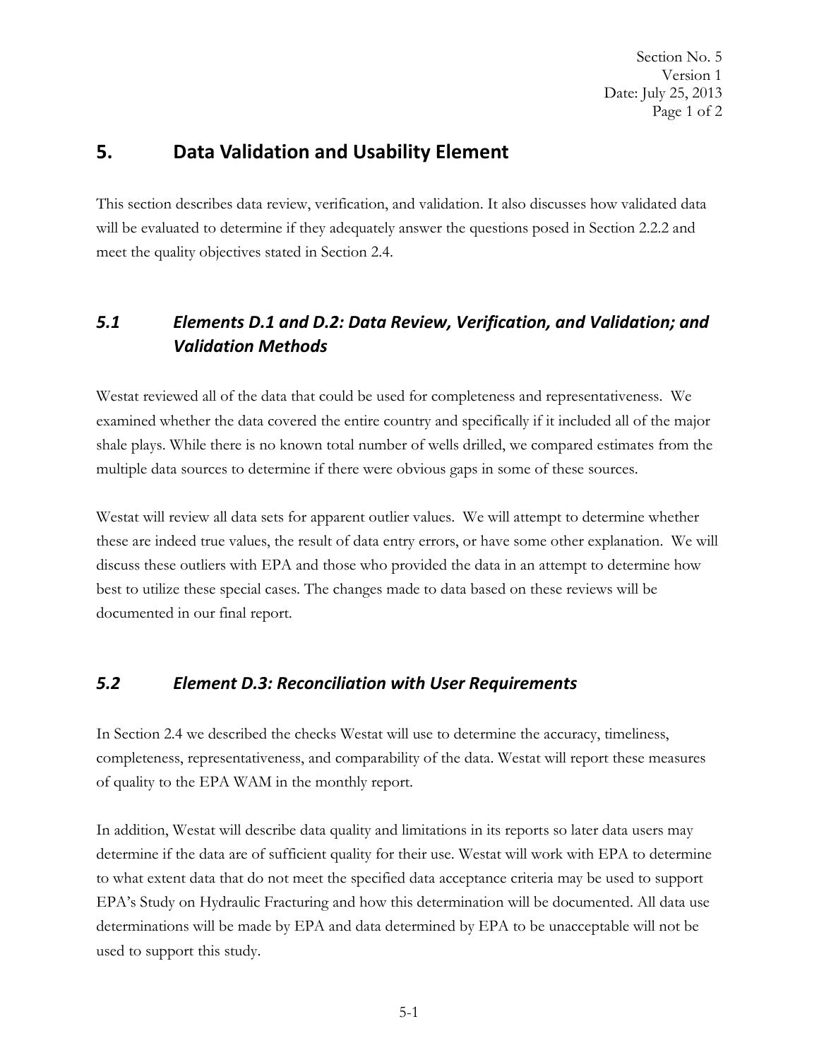# 5. Data Validation and Usability Element

This section describes data review, verification, and validation. It also discusses how validated data will be evaluated to determine if they adequately answer the questions posed in Section 2.2.2 and meet the quality objectives stated in Section 2.4.

## *5.1 Elements D.1 and D.2: Data Review, Verification, and Validation; and Validation Methods*

Westat reviewed all of the data that could be used for completeness and representativeness. We examined whether the data covered the entire country and specifically if it included all of the major shale plays. While there is no known total number of wells drilled, we compared estimates from the multiple data sources to determine if there were obvious gaps in some of these sources.

Westat will review all data sets for apparent outlier values. We will attempt to determine whether these are indeed true values, the result of data entry errors, or have some other explanation. We will discuss these outliers with EPA and those who provided the data in an attempt to determine how best to utilize these special cases. The changes made to data based on these reviews will be documented in our final report.

## *5.2 Element D.3: Reconciliation with User Requirements*

In Section 2.4 we described the checks Westat will use to determine the accuracy, timeliness, completeness, representativeness, and comparability of the data. Westat will report these measures of quality to the EPA WAM in the monthly report.

In addition, Westat will describe data quality and limitations in its reports so later data users may determine if the data are of sufficient quality for their use. Westat will work with EPA to determine to what extent data that do not meet the specified data acceptance criteria may be used to support EPA's Study on Hydraulic Fracturing and how this determination will be documented. All data use determinations will be made by EPA and data determined by EPA to be unacceptable will not be used to support this study.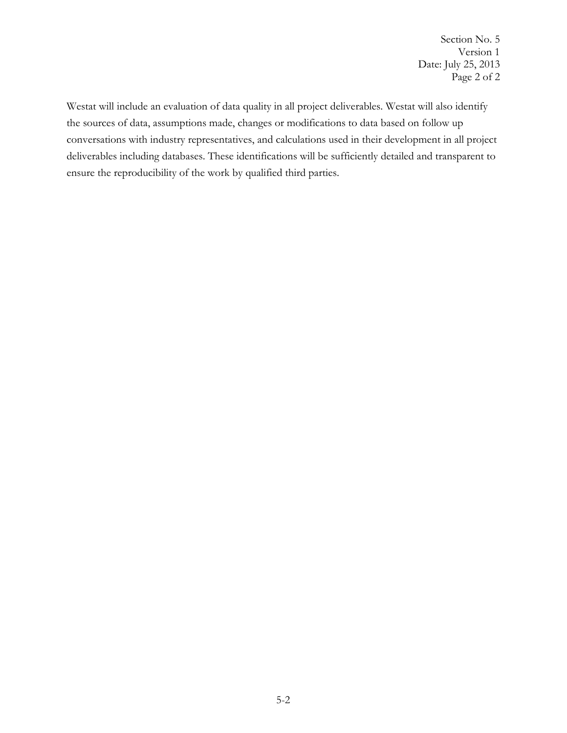Westat will include an evaluation of data quality in all project deliverables. Westat will also identify the sources of data, assumptions made, changes or modifications to data based on follow up conversations with industry representatives, and calculations used in their development in all project deliverables including databases. These identifications will be sufficiently detailed and transparent to ensure the reproducibility of the work by qualified third parties.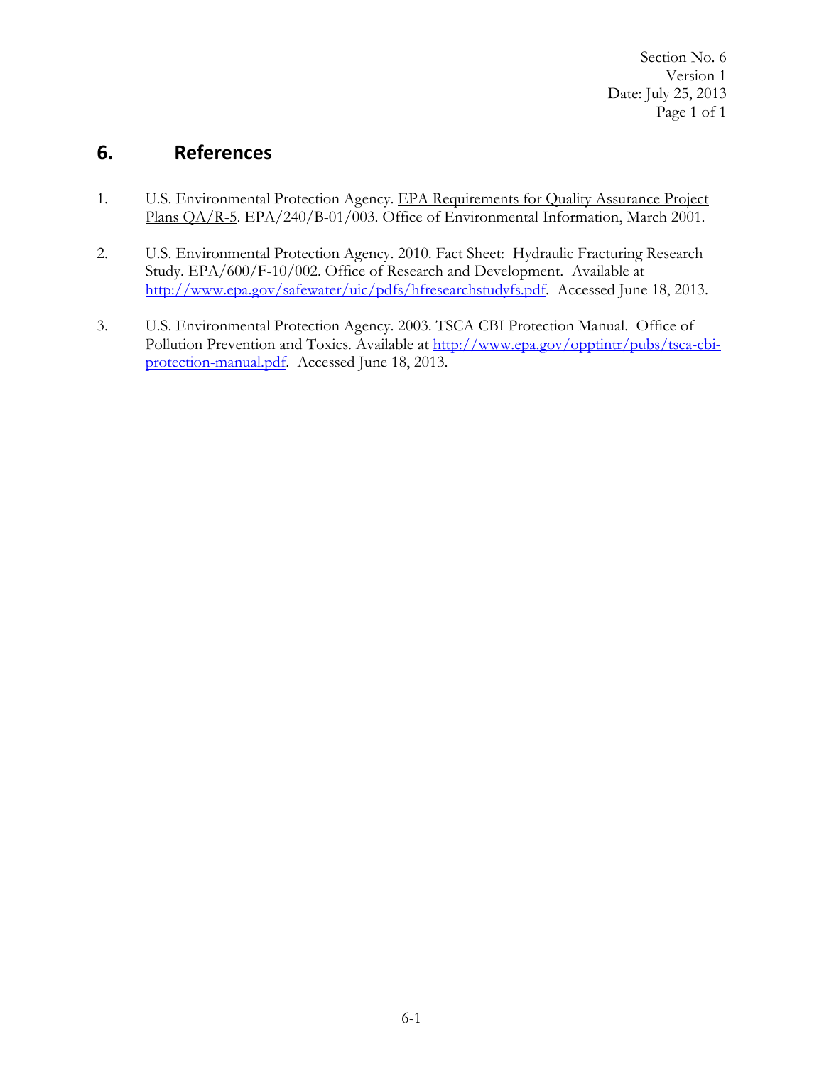# 6. References

1. U.S. Environmental Protection Agency. EPA Requirements for Quality Assurance Project Plans QA/R-5. EPA/240/B-01/003. Office of Environmental Information, March 2001.

2. U.S. Environmental Protection Agency. 2010. Fact Sheet: Hydraulic Fracturing Research Study. EPA/600/F-10/002. Office of Research and Development. Available at http://www.epa.gov/safewater/uic/pdfs/hfresearchstudyfs.pdf. Accessed June 18, 2013.

3. U.S. Environmental Protection Agency. 2003. TSCA CBI Protection Manual. Office of Pollution Prevention and Toxics. Available at http://www.epa.gov/opptintr/pubs/tsca-cbi-protection-manual.pdf. Accessed June 18, 2013.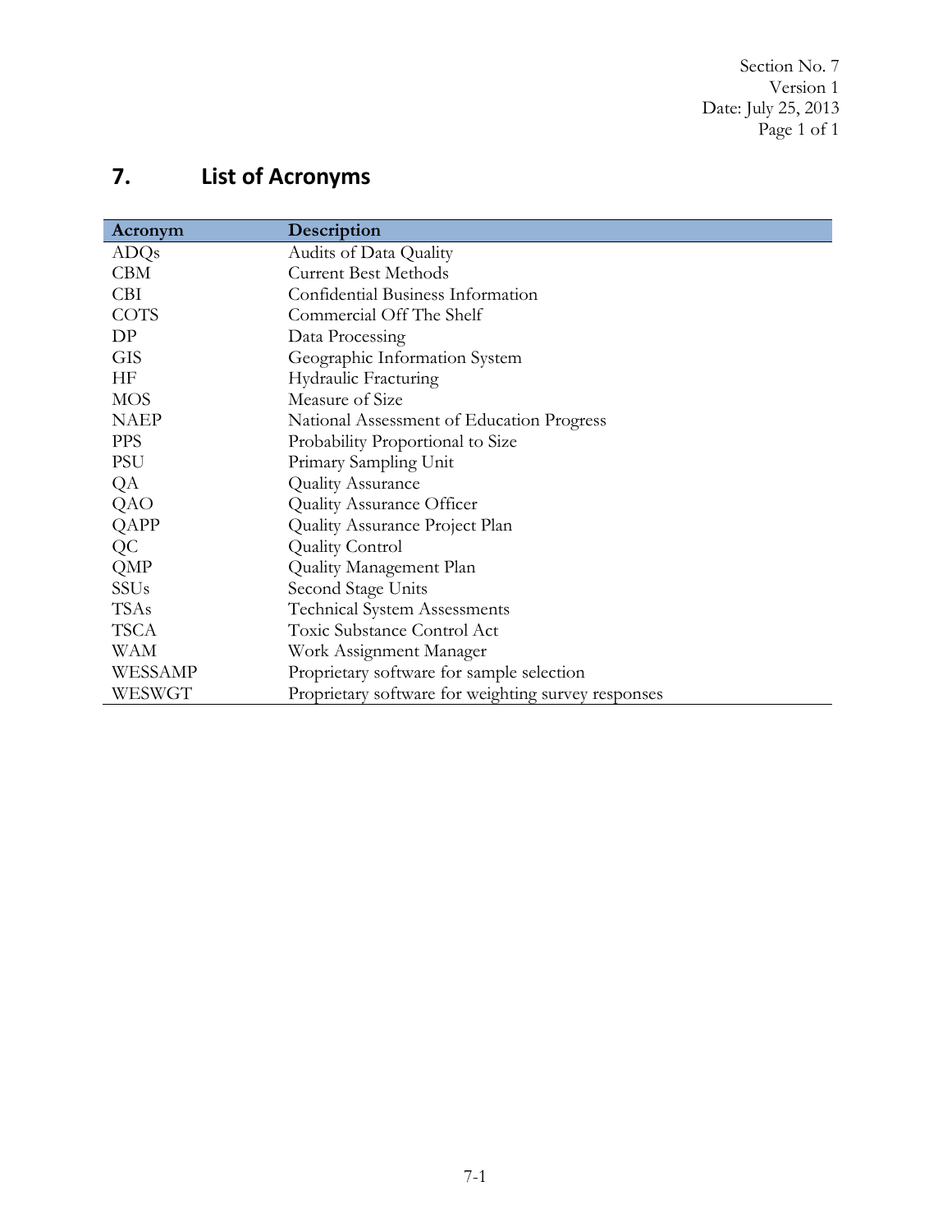# 7. List of Acronyms

| Acronym | Description |
|---|---|
| ADQs | Audits of Data Quality |
| CBM | Current Best Methods |
| CBI | Confidential Business Information |
| COTS | Commercial Off The Shelf |
| DP | Data Processing |
| GIS | Geographic Information System |
| HF | Hydraulic Fracturing |
| MOS | Measure of Size |
| NAEP | National Assessment of Education Progress |
| PPS | Probability Proportional to Size |
| PSU | Primary Sampling Unit |
| QA | Quality Assurance |
| QAO | Quality Assurance Officer |
| QAPP | Quality Assurance Project Plan |
| QC | Quality Control |
| QMP | Quality Management Plan |
| SSUs | Second Stage Units |
| TSAs | Technical System Assessments |
| TSCA | Toxic Substance Control Act |
| WAM | Work Assignment Manager |
| WESSAMP | Proprietary software for sample selection |
| WESWGT | Proprietary software for weighting survey responses |